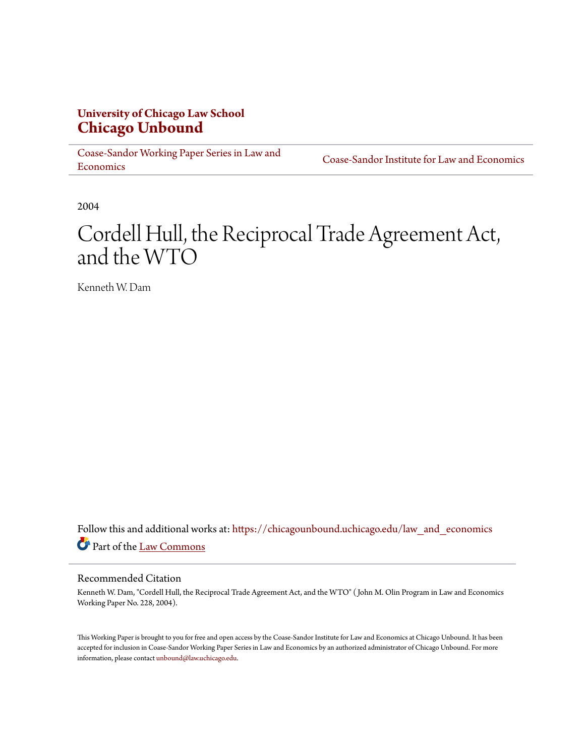**University of Chicago Law School**
**Chicago Unbound**

Coase-Sandor Working Paper Series in Law and Economics | Coase-Sandor Institute for Law and Economics

2004

# Cordell Hull, the Reciprocal Trade Agreement Act, and the WTO

Kenneth W. Dam

Follow this and additional works at: https://chicagounbound.uchicago.edu/law_and_economics

Part of the Law Commons

## Recommended Citation

Kenneth W. Dam, "Cordell Hull, the Reciprocal Trade Agreement Act, and the WTO" ( John M. Olin Program in Law and Economics Working Paper No. 228, 2004).

This Working Paper is brought to you for free and open access by the Coase-Sandor Institute for Law and Economics at Chicago Unbound. It has been accepted for inclusion in Coase-Sandor Working Paper Series in Law and Economics by an authorized administrator of Chicago Unbound. For more information, please contact unbound@law.uchicago.edu.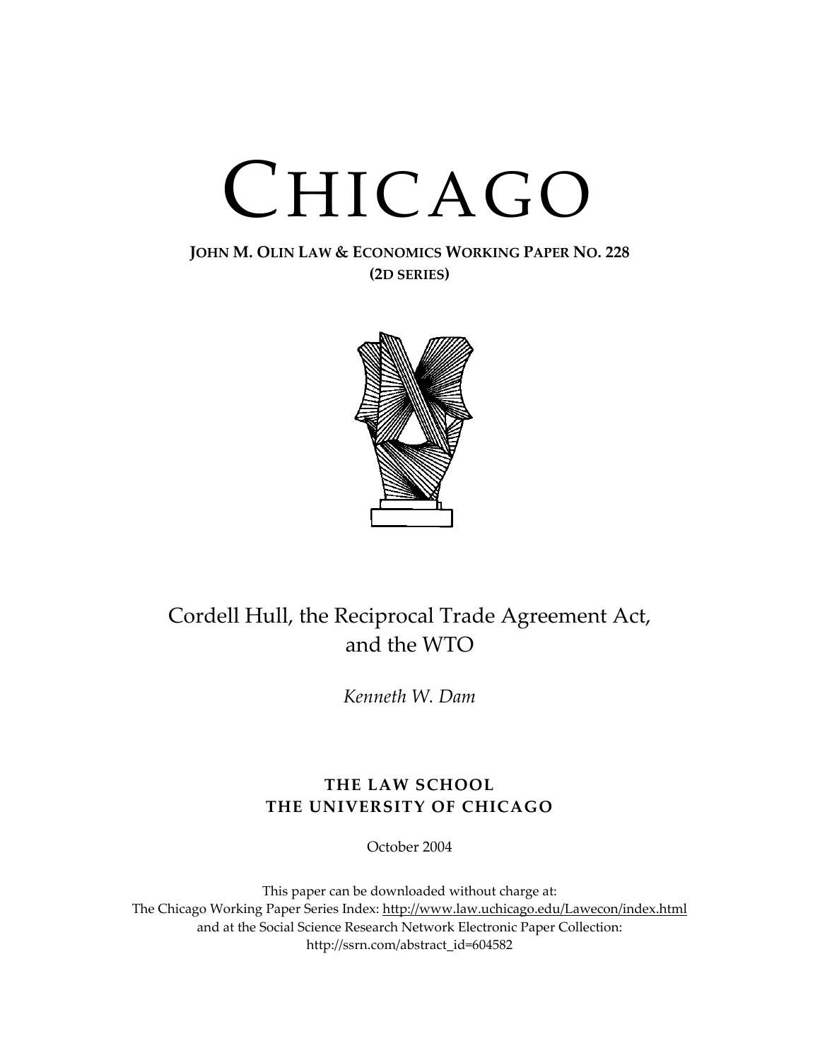# CHICAGO

**JOHN M. OLIN LAW & ECONOMICS WORKING PAPER NO. 228**
**(2D SERIES)**

## Cordell Hull, the Reciprocal Trade Agreement Act, and the WTO

*Kenneth W. Dam*

**THE LAW SCHOOL**
**THE UNIVERSITY OF CHICAGO**

October 2004

This paper can be downloaded without charge at:
The Chicago Working Paper Series Index: http://www.law.uchicago.edu/Lawecon/index.html
and at the Social Science Research Network Electronic Paper Collection:
http://ssrn.com/abstract_id=604582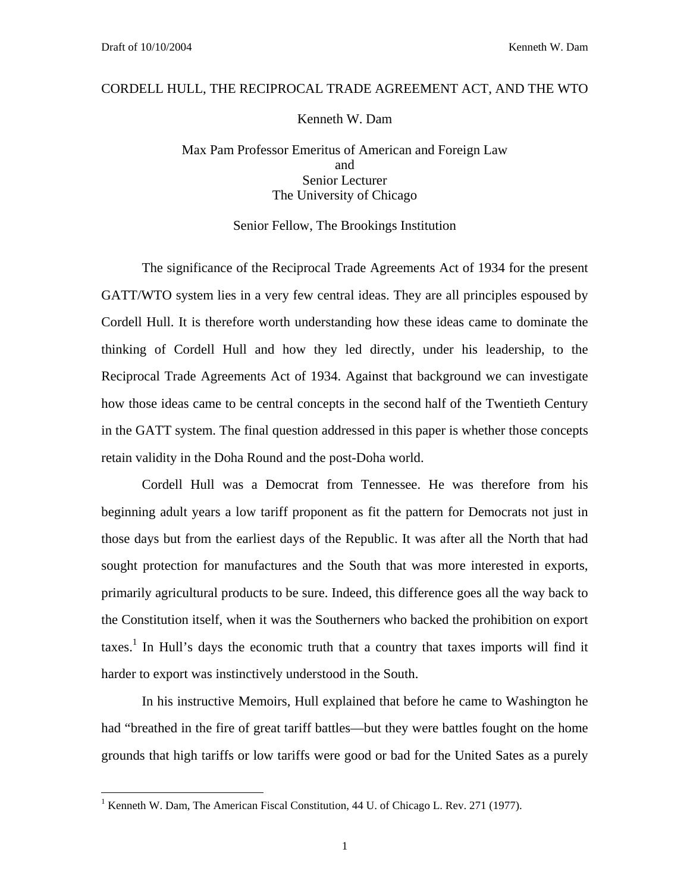Draft of 10/10/2004 Kenneth W. Dam

# CORDELL HULL, THE RECIPROCAL TRADE AGREEMENT ACT, AND THE WTO

Kenneth W. Dam

Max Pam Professor Emeritus of American and Foreign Law
and
Senior Lecturer
The University of Chicago

Senior Fellow, The Brookings Institution

The significance of the Reciprocal Trade Agreements Act of 1934 for the present GATT/WTO system lies in a very few central ideas. They are all principles espoused by Cordell Hull. It is therefore worth understanding how these ideas came to dominate the thinking of Cordell Hull and how they led directly, under his leadership, to the Reciprocal Trade Agreements Act of 1934. Against that background we can investigate how those ideas came to be central concepts in the second half of the Twentieth Century in the GATT system. The final question addressed in this paper is whether those concepts retain validity in the Doha Round and the post-Doha world.

Cordell Hull was a Democrat from Tennessee. He was therefore from his beginning adult years a low tariff proponent as fit the pattern for Democrats not just in those days but from the earliest days of the Republic. It was after all the North that had sought protection for manufactures and the South that was more interested in exports, primarily agricultural products to be sure. Indeed, this difference goes all the way back to the Constitution itself, when it was the Southerners who backed the prohibition on export taxes.[1] In Hull's days the economic truth that a country that taxes imports will find it harder to export was instinctively understood in the South.

In his instructive Memoirs, Hull explained that before he came to Washington he had "breathed in the fire of great tariff battles—but they were battles fought on the home grounds that high tariffs or low tariffs were good or bad for the United Sates as a purely

[1] Kenneth W. Dam, The American Fiscal Constitution, 44 U. of Chicago L. Rev. 271 (1977).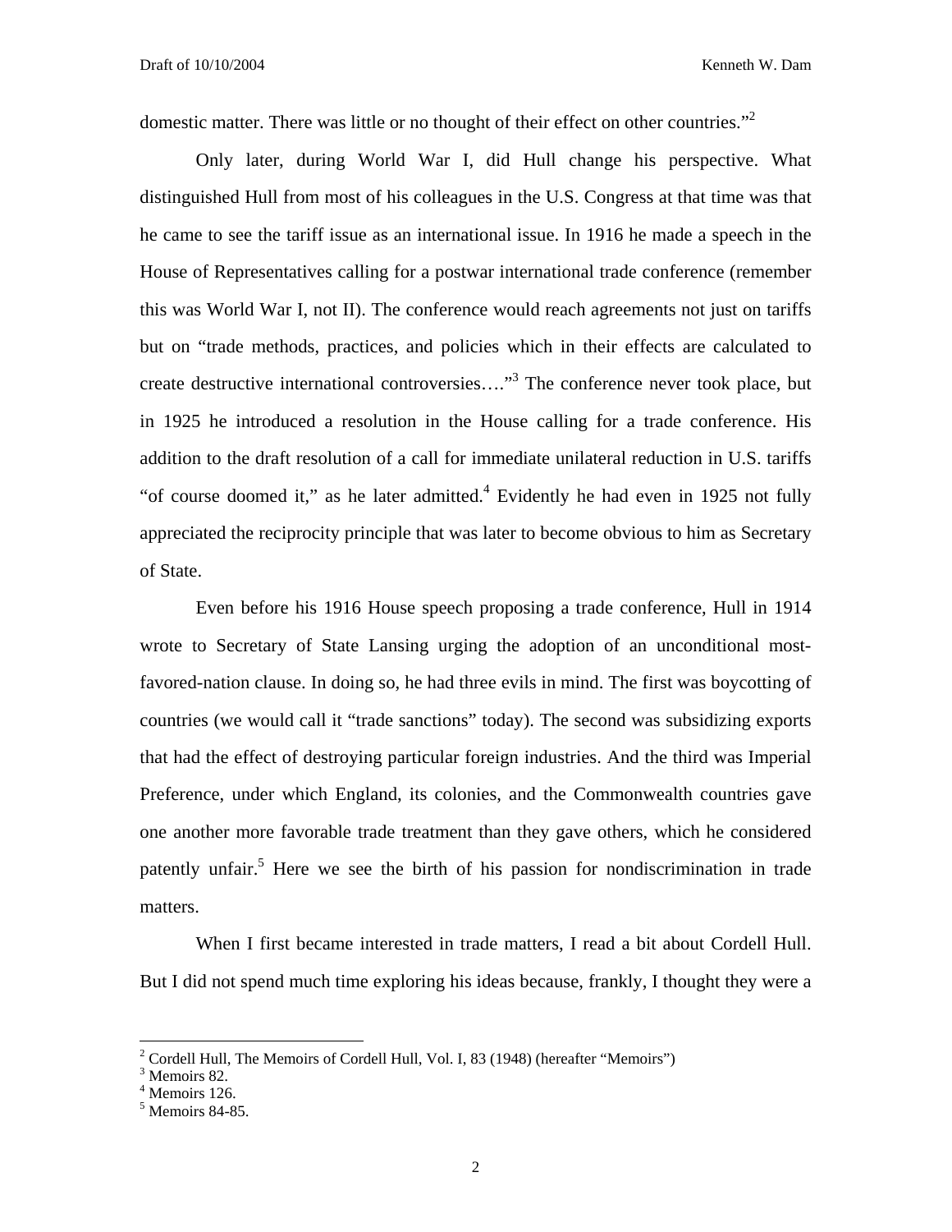domestic matter. There was little or no thought of their effect on other countries."[2]

Only later, during World War I, did Hull change his perspective. What distinguished Hull from most of his colleagues in the U.S. Congress at that time was that he came to see the tariff issue as an international issue. In 1916 he made a speech in the House of Representatives calling for a postwar international trade conference (remember this was World War I, not II). The conference would reach agreements not just on tariffs but on "trade methods, practices, and policies which in their effects are calculated to create destructive international controversies…."[3] The conference never took place, but in 1925 he introduced a resolution in the House calling for a trade conference. His addition to the draft resolution of a call for immediate unilateral reduction in U.S. tariffs "of course doomed it," as he later admitted.[4] Evidently he had even in 1925 not fully appreciated the reciprocity principle that was later to become obvious to him as Secretary of State.

Even before his 1916 House speech proposing a trade conference, Hull in 1914 wrote to Secretary of State Lansing urging the adoption of an unconditional most-favored-nation clause. In doing so, he had three evils in mind. The first was boycotting of countries (we would call it "trade sanctions" today). The second was subsidizing exports that had the effect of destroying particular foreign industries. And the third was Imperial Preference, under which England, its colonies, and the Commonwealth countries gave one another more favorable trade treatment than they gave others, which he considered patently unfair.[5] Here we see the birth of his passion for nondiscrimination in trade matters.

When I first became interested in trade matters, I read a bit about Cordell Hull. But I did not spend much time exploring his ideas because, frankly, I thought they were a

---

[2] Cordell Hull, The Memoirs of Cordell Hull, Vol. I, 83 (1948) (hereafter "Memoirs")

[3] Memoirs 82.

[4] Memoirs 126.

[5] Memoirs 84-85.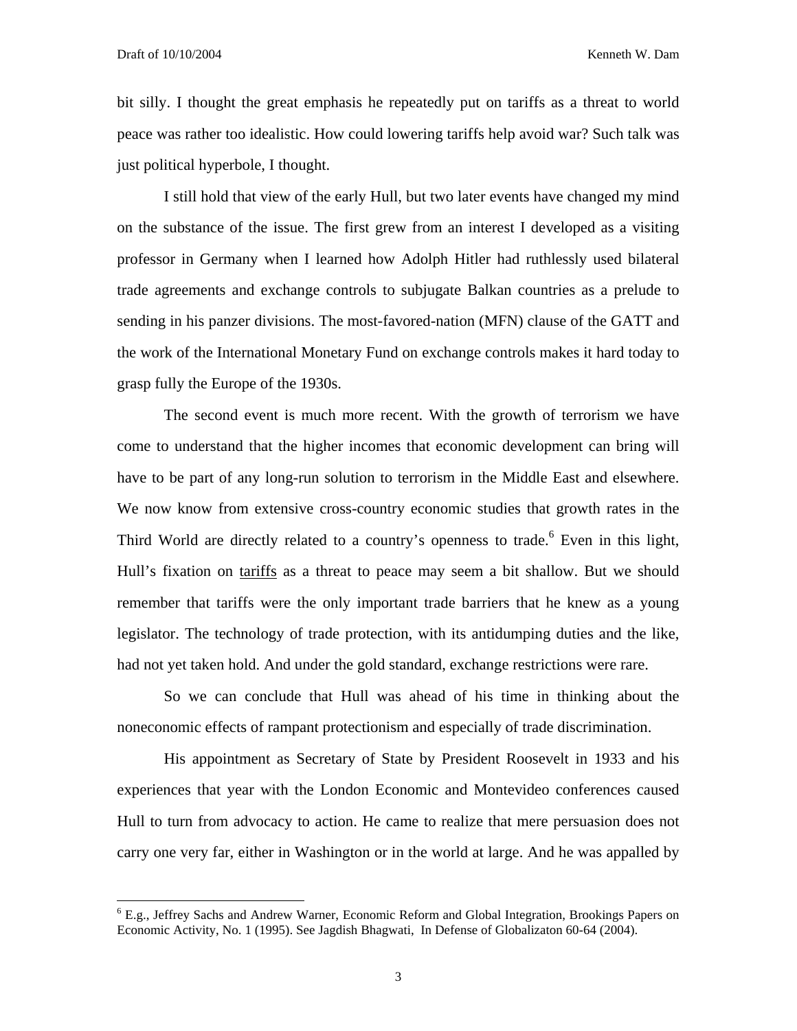bit silly. I thought the great emphasis he repeatedly put on tariffs as a threat to world peace was rather too idealistic. How could lowering tariffs help avoid war? Such talk was just political hyperbole, I thought.

I still hold that view of the early Hull, but two later events have changed my mind on the substance of the issue. The first grew from an interest I developed as a visiting professor in Germany when I learned how Adolph Hitler had ruthlessly used bilateral trade agreements and exchange controls to subjugate Balkan countries as a prelude to sending in his panzer divisions. The most-favored-nation (MFN) clause of the GATT and the work of the International Monetary Fund on exchange controls makes it hard today to grasp fully the Europe of the 1930s.

The second event is much more recent. With the growth of terrorism we have come to understand that the higher incomes that economic development can bring will have to be part of any long-run solution to terrorism in the Middle East and elsewhere. We now know from extensive cross-country economic studies that growth rates in the Third World are directly related to a country's openness to trade.[6] Even in this light, Hull's fixation on <u>tariffs</u> as a threat to peace may seem a bit shallow. But we should remember that tariffs were the only important trade barriers that he knew as a young legislator. The technology of trade protection, with its antidumping duties and the like, had not yet taken hold. And under the gold standard, exchange restrictions were rare.

So we can conclude that Hull was ahead of his time in thinking about the noneconomic effects of rampant protectionism and especially of trade discrimination.

His appointment as Secretary of State by President Roosevelt in 1933 and his experiences that year with the London Economic and Montevideo conferences caused Hull to turn from advocacy to action. He came to realize that mere persuasion does not carry one very far, either in Washington or in the world at large. And he was appalled by

---

[6] E.g., Jeffrey Sachs and Andrew Warner, Economic Reform and Global Integration, Brookings Papers on Economic Activity, No. 1 (1995). See Jagdish Bhagwati, In Defense of Globalizaton 60-64 (2004).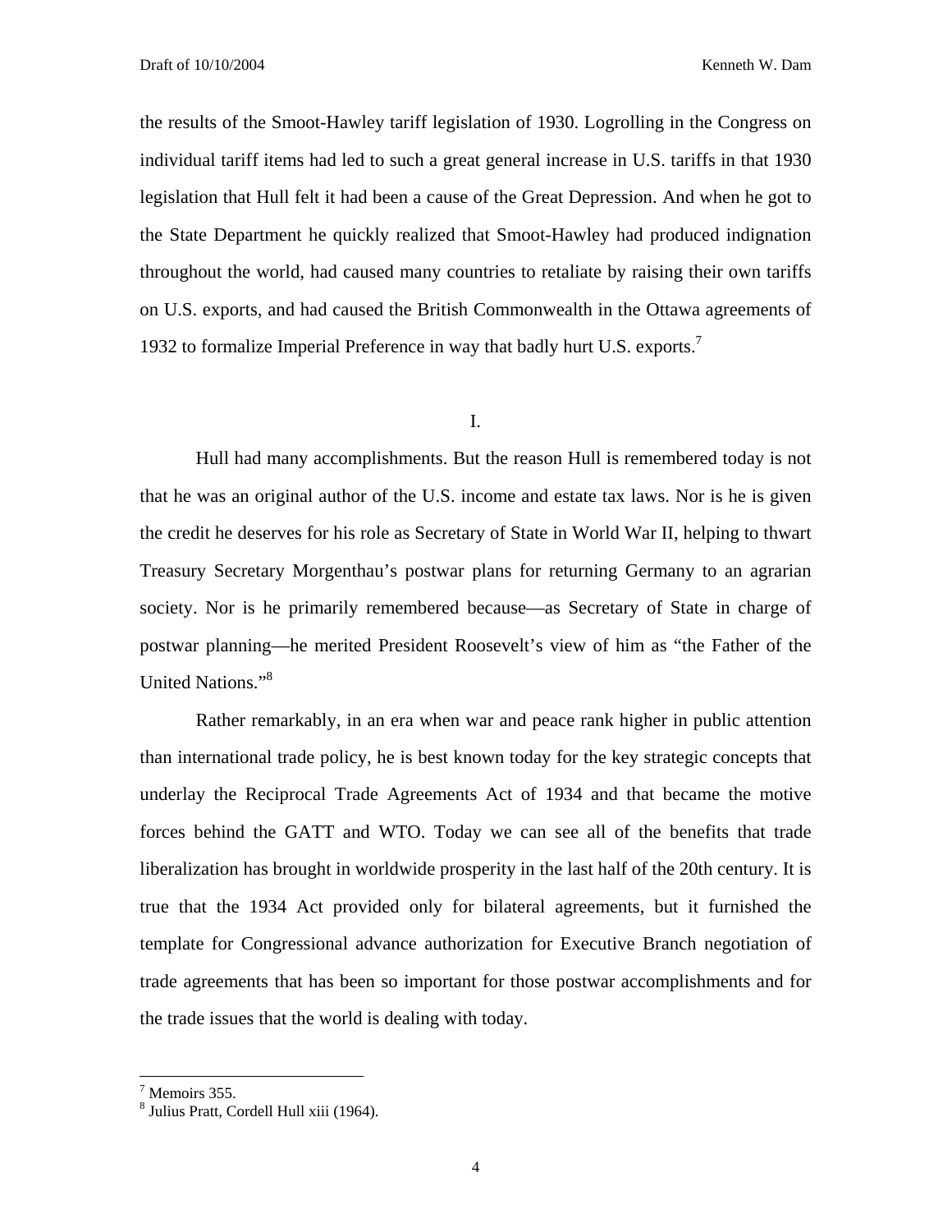the results of the Smoot-Hawley tariff legislation of 1930. Logrolling in the Congress on individual tariff items had led to such a great general increase in U.S. tariffs in that 1930 legislation that Hull felt it had been a cause of the Great Depression. And when he got to the State Department he quickly realized that Smoot-Hawley had produced indignation throughout the world, had caused many countries to retaliate by raising their own tariffs on U.S. exports, and had caused the British Commonwealth in the Ottawa agreements of 1932 to formalize Imperial Preference in way that badly hurt U.S. exports.[7]

## I.

Hull had many accomplishments. But the reason Hull is remembered today is not that he was an original author of the U.S. income and estate tax laws. Nor is he is given the credit he deserves for his role as Secretary of State in World War II, helping to thwart Treasury Secretary Morgenthau's postwar plans for returning Germany to an agrarian society. Nor is he primarily remembered because—as Secretary of State in charge of postwar planning—he merited President Roosevelt's view of him as "the Father of the United Nations."[8]

Rather remarkably, in an era when war and peace rank higher in public attention than international trade policy, he is best known today for the key strategic concepts that underlay the Reciprocal Trade Agreements Act of 1934 and that became the motive forces behind the GATT and WTO. Today we can see all of the benefits that trade liberalization has brought in worldwide prosperity in the last half of the 20th century. It is true that the 1934 Act provided only for bilateral agreements, but it furnished the template for Congressional advance authorization for Executive Branch negotiation of trade agreements that has been so important for those postwar accomplishments and for the trade issues that the world is dealing with today.

---

[7] Memoirs 355.

[8] Julius Pratt, Cordell Hull xiii (1964).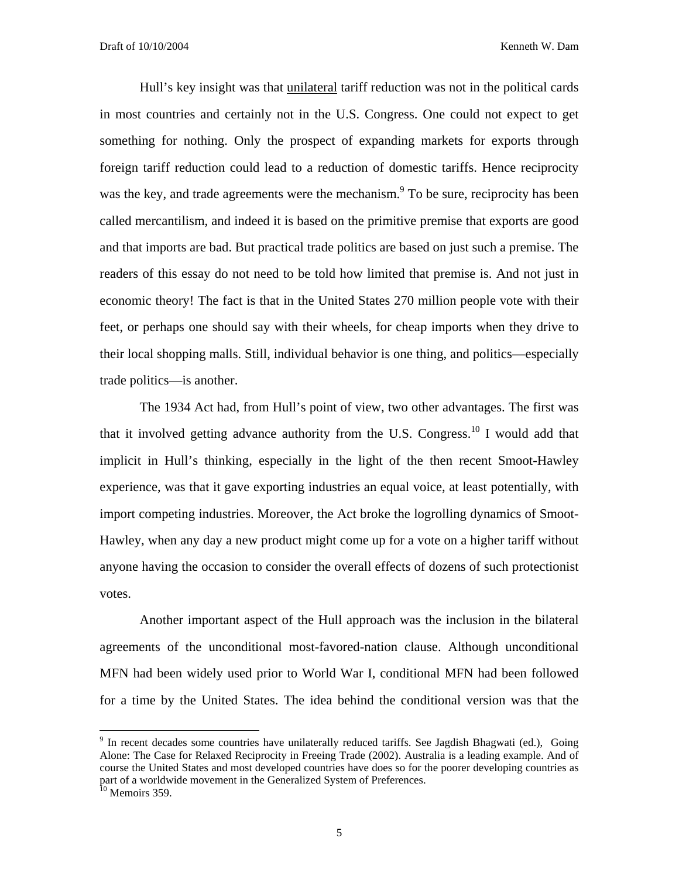Hull's key insight was that <u>unilateral</u> tariff reduction was not in the political cards in most countries and certainly not in the U.S. Congress. One could not expect to get something for nothing. Only the prospect of expanding markets for exports through foreign tariff reduction could lead to a reduction of domestic tariffs. Hence reciprocity was the key, and trade agreements were the mechanism.[9] To be sure, reciprocity has been called mercantilism, and indeed it is based on the primitive premise that exports are good and that imports are bad. But practical trade politics are based on just such a premise. The readers of this essay do not need to be told how limited that premise is. And not just in economic theory! The fact is that in the United States 270 million people vote with their feet, or perhaps one should say with their wheels, for cheap imports when they drive to their local shopping malls. Still, individual behavior is one thing, and politics—especially trade politics—is another.

The 1934 Act had, from Hull's point of view, two other advantages. The first was that it involved getting advance authority from the U.S. Congress.[10] I would add that implicit in Hull's thinking, especially in the light of the then recent Smoot-Hawley experience, was that it gave exporting industries an equal voice, at least potentially, with import competing industries. Moreover, the Act broke the logrolling dynamics of Smoot-Hawley, when any day a new product might come up for a vote on a higher tariff without anyone having the occasion to consider the overall effects of dozens of such protectionist votes.

Another important aspect of the Hull approach was the inclusion in the bilateral agreements of the unconditional most-favored-nation clause. Although unconditional MFN had been widely used prior to World War I, conditional MFN had been followed for a time by the United States. The idea behind the conditional version was that the

---

[9] In recent decades some countries have unilaterally reduced tariffs. See Jagdish Bhagwati (ed.), Going Alone: The Case for Relaxed Reciprocity in Freeing Trade (2002). Australia is a leading example. And of course the United States and most developed countries have does so for the poorer developing countries as part of a worldwide movement in the Generalized System of Preferences.

[10] Memoirs 359.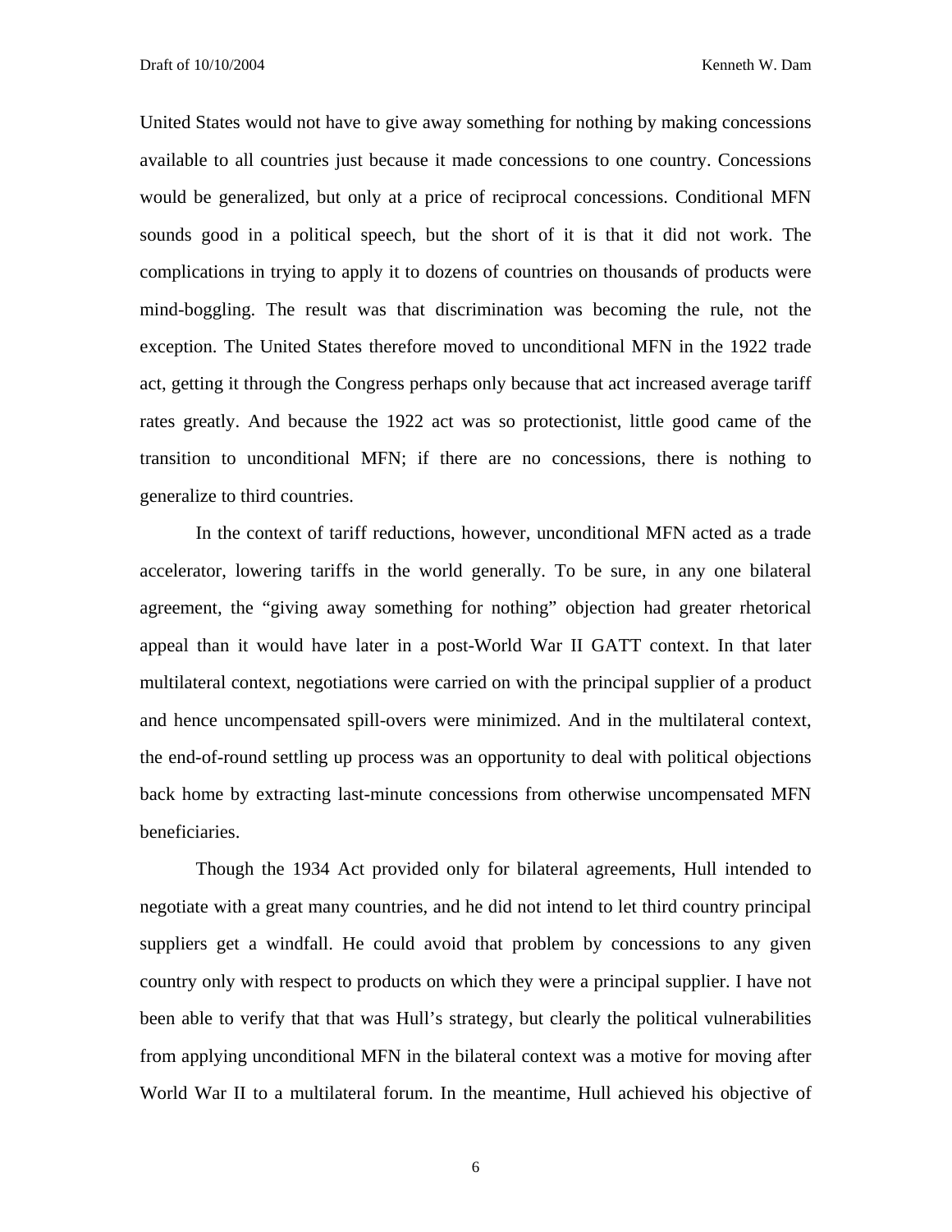United States would not have to give away something for nothing by making concessions available to all countries just because it made concessions to one country. Concessions would be generalized, but only at a price of reciprocal concessions. Conditional MFN sounds good in a political speech, but the short of it is that it did not work. The complications in trying to apply it to dozens of countries on thousands of products were mind-boggling. The result was that discrimination was becoming the rule, not the exception. The United States therefore moved to unconditional MFN in the 1922 trade act, getting it through the Congress perhaps only because that act increased average tariff rates greatly. And because the 1922 act was so protectionist, little good came of the transition to unconditional MFN; if there are no concessions, there is nothing to generalize to third countries.

In the context of tariff reductions, however, unconditional MFN acted as a trade accelerator, lowering tariffs in the world generally. To be sure, in any one bilateral agreement, the "giving away something for nothing" objection had greater rhetorical appeal than it would have later in a post-World War II GATT context. In that later multilateral context, negotiations were carried on with the principal supplier of a product and hence uncompensated spill-overs were minimized. And in the multilateral context, the end-of-round settling up process was an opportunity to deal with political objections back home by extracting last-minute concessions from otherwise uncompensated MFN beneficiaries.

Though the 1934 Act provided only for bilateral agreements, Hull intended to negotiate with a great many countries, and he did not intend to let third country principal suppliers get a windfall. He could avoid that problem by concessions to any given country only with respect to products on which they were a principal supplier. I have not been able to verify that that was Hull's strategy, but clearly the political vulnerabilities from applying unconditional MFN in the bilateral context was a motive for moving after World War II to a multilateral forum. In the meantime, Hull achieved his objective of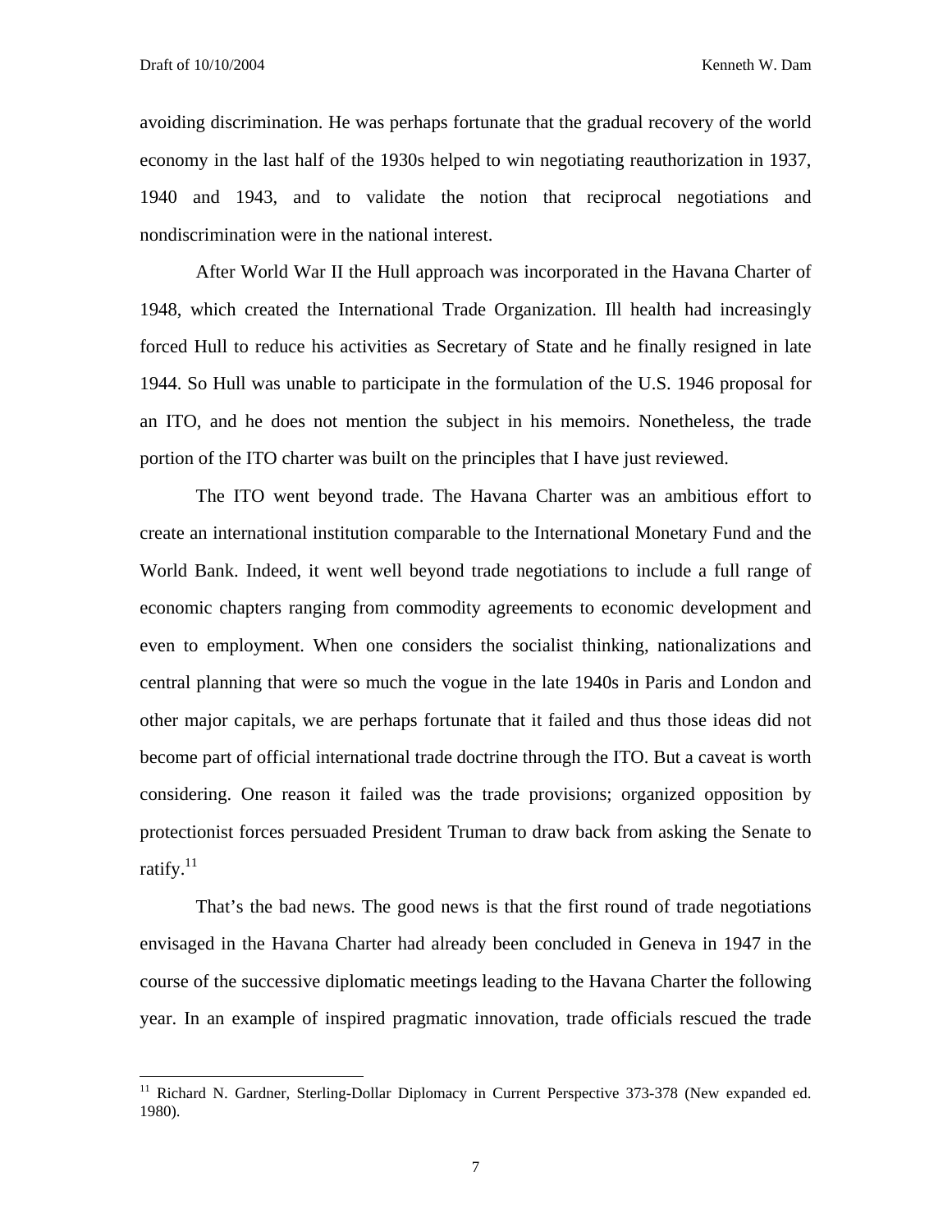avoiding discrimination. He was perhaps fortunate that the gradual recovery of the world economy in the last half of the 1930s helped to win negotiating reauthorization in 1937, 1940 and 1943, and to validate the notion that reciprocal negotiations and nondiscrimination were in the national interest.

After World War II the Hull approach was incorporated in the Havana Charter of 1948, which created the International Trade Organization. Ill health had increasingly forced Hull to reduce his activities as Secretary of State and he finally resigned in late 1944. So Hull was unable to participate in the formulation of the U.S. 1946 proposal for an ITO, and he does not mention the subject in his memoirs. Nonetheless, the trade portion of the ITO charter was built on the principles that I have just reviewed.

The ITO went beyond trade. The Havana Charter was an ambitious effort to create an international institution comparable to the International Monetary Fund and the World Bank. Indeed, it went well beyond trade negotiations to include a full range of economic chapters ranging from commodity agreements to economic development and even to employment. When one considers the socialist thinking, nationalizations and central planning that were so much the vogue in the late 1940s in Paris and London and other major capitals, we are perhaps fortunate that it failed and thus those ideas did not become part of official international trade doctrine through the ITO. But a caveat is worth considering. One reason it failed was the trade provisions; organized opposition by protectionist forces persuaded President Truman to draw back from asking the Senate to ratify.[11]

That's the bad news. The good news is that the first round of trade negotiations envisaged in the Havana Charter had already been concluded in Geneva in 1947 in the course of the successive diplomatic meetings leading to the Havana Charter the following year. In an example of inspired pragmatic innovation, trade officials rescued the trade

---

[11] Richard N. Gardner, Sterling-Dollar Diplomacy in Current Perspective 373-378 (New expanded ed. 1980).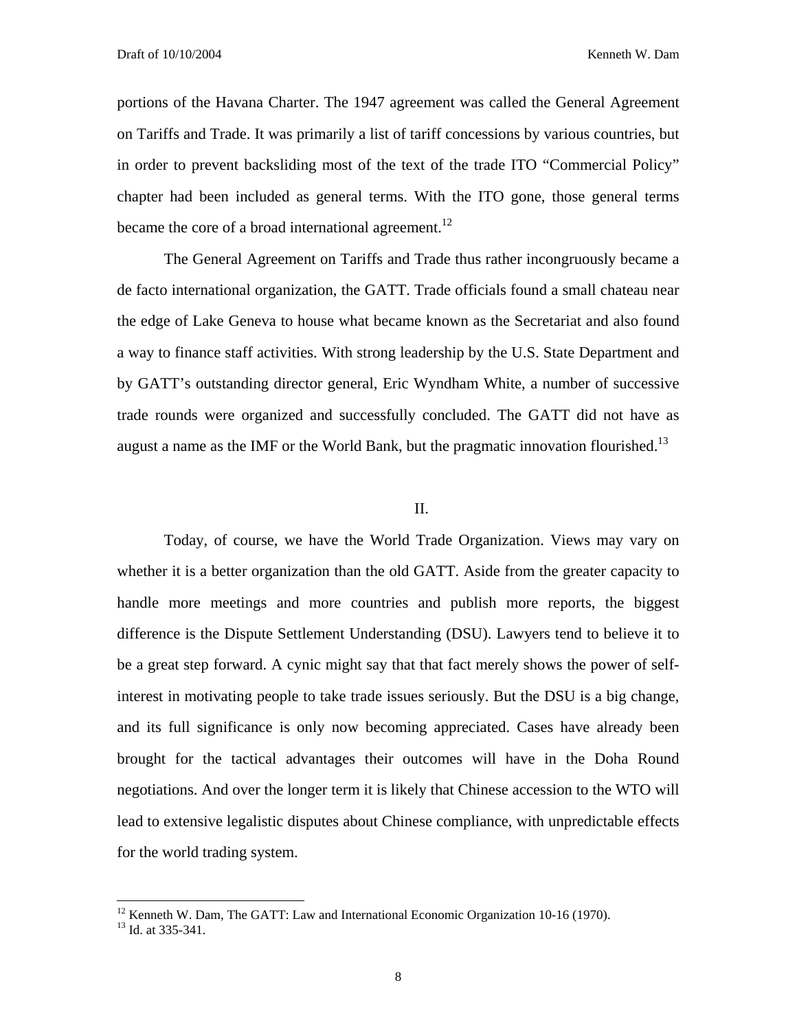portions of the Havana Charter. The 1947 agreement was called the General Agreement on Tariffs and Trade. It was primarily a list of tariff concessions by various countries, but in order to prevent backsliding most of the text of the trade ITO "Commercial Policy" chapter had been included as general terms. With the ITO gone, those general terms became the core of a broad international agreement.[12]

The General Agreement on Tariffs and Trade thus rather incongruously became a de facto international organization, the GATT. Trade officials found a small chateau near the edge of Lake Geneva to house what became known as the Secretariat and also found a way to finance staff activities. With strong leadership by the U.S. State Department and by GATT's outstanding director general, Eric Wyndham White, a number of successive trade rounds were organized and successfully concluded. The GATT did not have as august a name as the IMF or the World Bank, but the pragmatic innovation flourished.[13]

## II.

Today, of course, we have the World Trade Organization. Views may vary on whether it is a better organization than the old GATT. Aside from the greater capacity to handle more meetings and more countries and publish more reports, the biggest difference is the Dispute Settlement Understanding (DSU). Lawyers tend to believe it to be a great step forward. A cynic might say that that fact merely shows the power of self-interest in motivating people to take trade issues seriously. But the DSU is a big change, and its full significance is only now becoming appreciated. Cases have already been brought for the tactical advantages their outcomes will have in the Doha Round negotiations. And over the longer term it is likely that Chinese accession to the WTO will lead to extensive legalistic disputes about Chinese compliance, with unpredictable effects for the world trading system.

---

[12] Kenneth W. Dam, The GATT: Law and International Economic Organization 10-16 (1970).

[13] Id. at 335-341.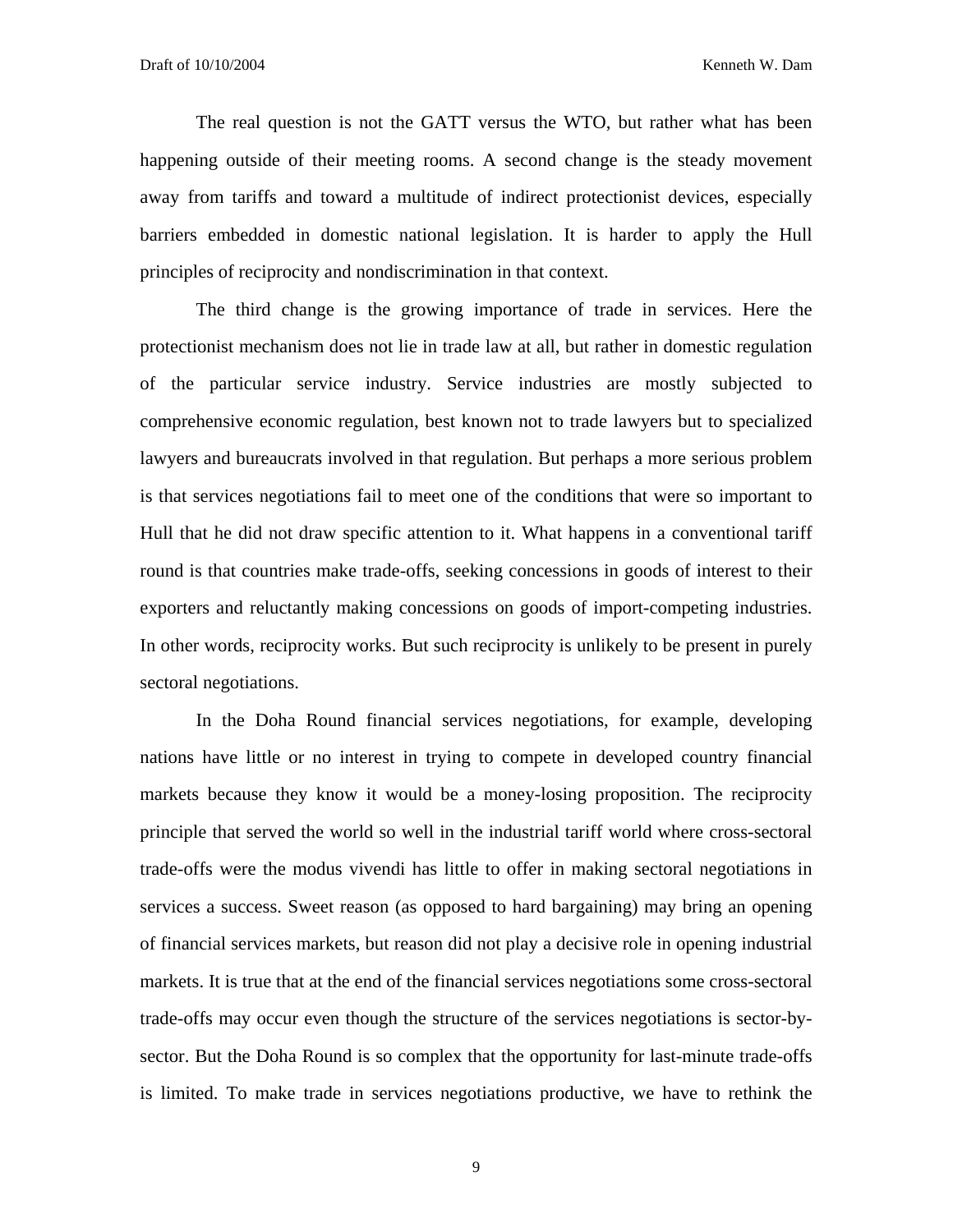The real question is not the GATT versus the WTO, but rather what has been happening outside of their meeting rooms. A second change is the steady movement away from tariffs and toward a multitude of indirect protectionist devices, especially barriers embedded in domestic national legislation. It is harder to apply the Hull principles of reciprocity and nondiscrimination in that context.

The third change is the growing importance of trade in services. Here the protectionist mechanism does not lie in trade law at all, but rather in domestic regulation of the particular service industry. Service industries are mostly subjected to comprehensive economic regulation, best known not to trade lawyers but to specialized lawyers and bureaucrats involved in that regulation. But perhaps a more serious problem is that services negotiations fail to meet one of the conditions that were so important to Hull that he did not draw specific attention to it. What happens in a conventional tariff round is that countries make trade-offs, seeking concessions in goods of interest to their exporters and reluctantly making concessions on goods of import-competing industries. In other words, reciprocity works. But such reciprocity is unlikely to be present in purely sectoral negotiations.

In the Doha Round financial services negotiations, for example, developing nations have little or no interest in trying to compete in developed country financial markets because they know it would be a money-losing proposition. The reciprocity principle that served the world so well in the industrial tariff world where cross-sectoral trade-offs were the modus vivendi has little to offer in making sectoral negotiations in services a success. Sweet reason (as opposed to hard bargaining) may bring an opening of financial services markets, but reason did not play a decisive role in opening industrial markets. It is true that at the end of the financial services negotiations some cross-sectoral trade-offs may occur even though the structure of the services negotiations is sector-by-sector. But the Doha Round is so complex that the opportunity for last-minute trade-offs is limited. To make trade in services negotiations productive, we have to rethink the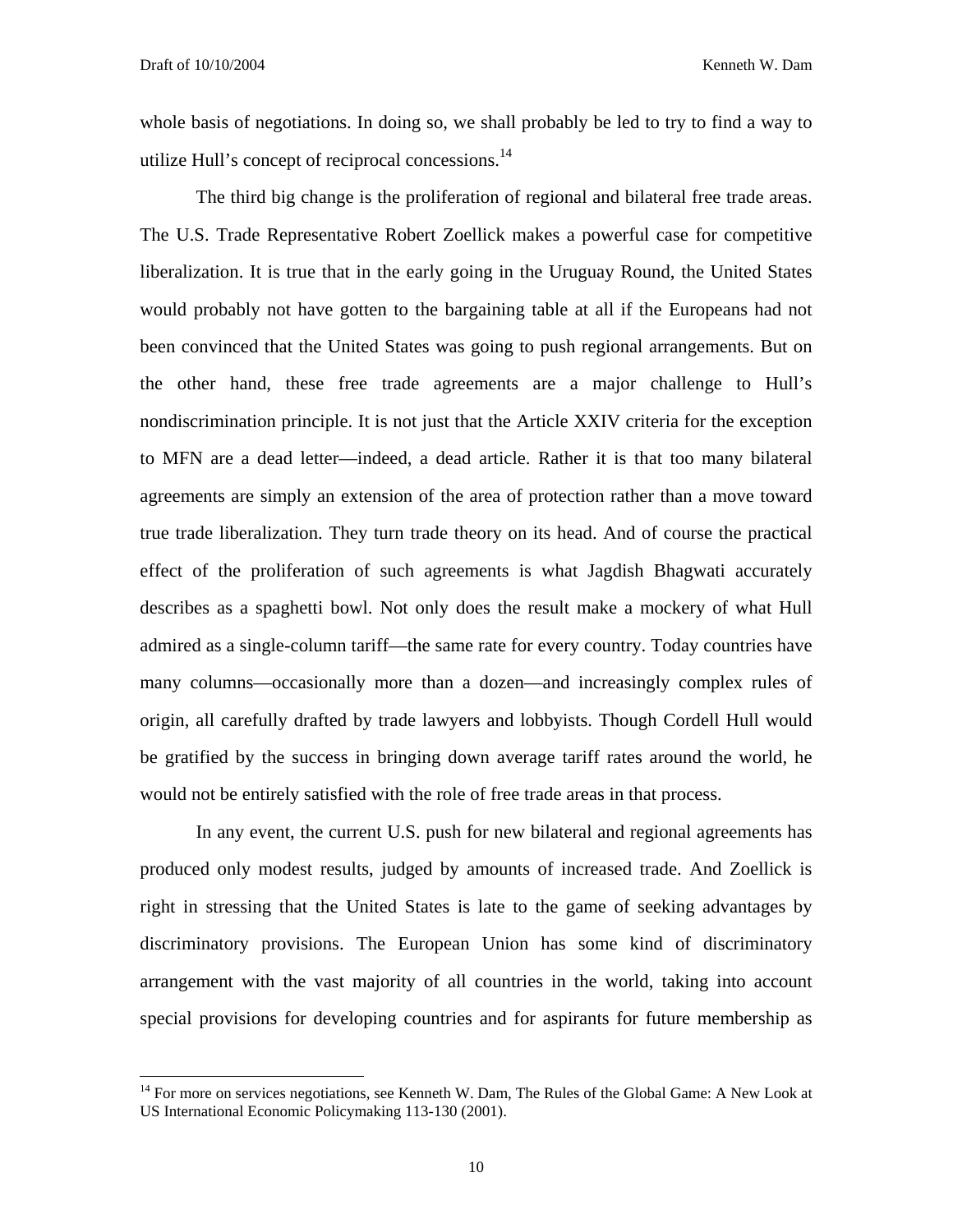whole basis of negotiations. In doing so, we shall probably be led to try to find a way to utilize Hull's concept of reciprocal concessions.[14]

The third big change is the proliferation of regional and bilateral free trade areas. The U.S. Trade Representative Robert Zoellick makes a powerful case for competitive liberalization. It is true that in the early going in the Uruguay Round, the United States would probably not have gotten to the bargaining table at all if the Europeans had not been convinced that the United States was going to push regional arrangements. But on the other hand, these free trade agreements are a major challenge to Hull's nondiscrimination principle. It is not just that the Article XXIV criteria for the exception to MFN are a dead letter—indeed, a dead article. Rather it is that too many bilateral agreements are simply an extension of the area of protection rather than a move toward true trade liberalization. They turn trade theory on its head. And of course the practical effect of the proliferation of such agreements is what Jagdish Bhagwati accurately describes as a spaghetti bowl. Not only does the result make a mockery of what Hull admired as a single-column tariff—the same rate for every country. Today countries have many columns—occasionally more than a dozen—and increasingly complex rules of origin, all carefully drafted by trade lawyers and lobbyists. Though Cordell Hull would be gratified by the success in bringing down average tariff rates around the world, he would not be entirely satisfied with the role of free trade areas in that process.

In any event, the current U.S. push for new bilateral and regional agreements has produced only modest results, judged by amounts of increased trade. And Zoellick is right in stressing that the United States is late to the game of seeking advantages by discriminatory provisions. The European Union has some kind of discriminatory arrangement with the vast majority of all countries in the world, taking into account special provisions for developing countries and for aspirants for future membership as

---

[14] For more on services negotiations, see Kenneth W. Dam, The Rules of the Global Game: A New Look at US International Economic Policymaking 113-130 (2001).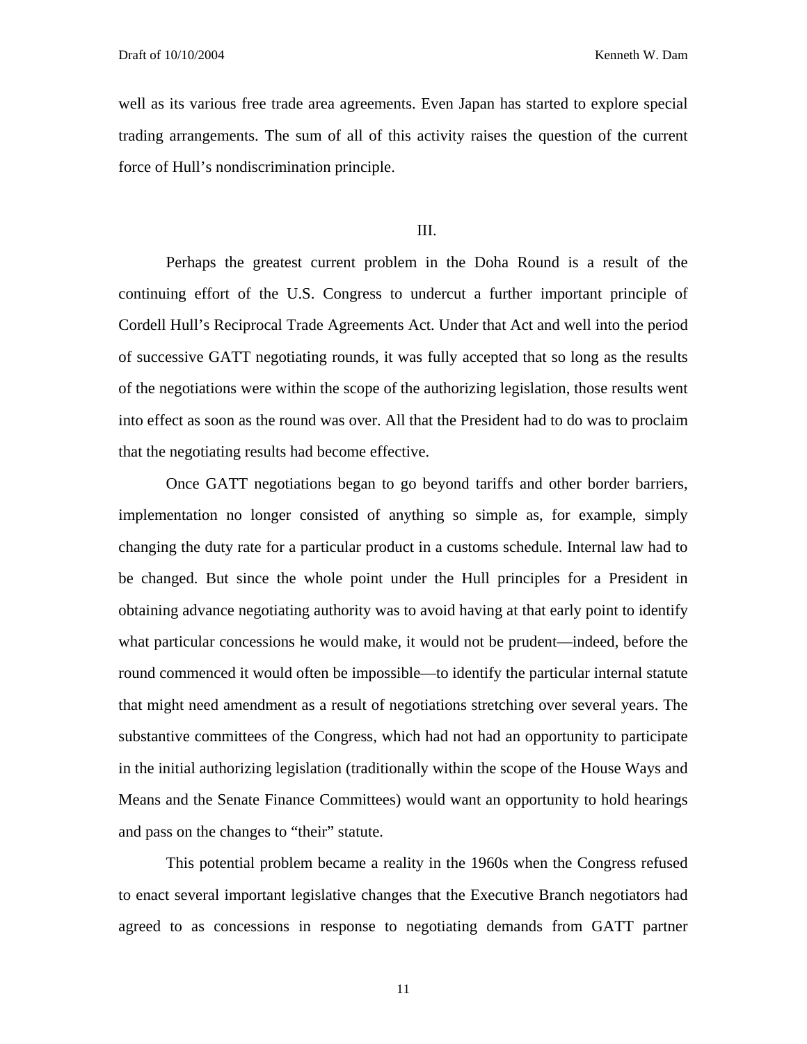well as its various free trade area agreements. Even Japan has started to explore special trading arrangements. The sum of all of this activity raises the question of the current force of Hull's nondiscrimination principle.

## III.

Perhaps the greatest current problem in the Doha Round is a result of the continuing effort of the U.S. Congress to undercut a further important principle of Cordell Hull's Reciprocal Trade Agreements Act. Under that Act and well into the period of successive GATT negotiating rounds, it was fully accepted that so long as the results of the negotiations were within the scope of the authorizing legislation, those results went into effect as soon as the round was over. All that the President had to do was to proclaim that the negotiating results had become effective.

Once GATT negotiations began to go beyond tariffs and other border barriers, implementation no longer consisted of anything so simple as, for example, simply changing the duty rate for a particular product in a customs schedule. Internal law had to be changed. But since the whole point under the Hull principles for a President in obtaining advance negotiating authority was to avoid having at that early point to identify what particular concessions he would make, it would not be prudent—indeed, before the round commenced it would often be impossible—to identify the particular internal statute that might need amendment as a result of negotiations stretching over several years. The substantive committees of the Congress, which had not had an opportunity to participate in the initial authorizing legislation (traditionally within the scope of the House Ways and Means and the Senate Finance Committees) would want an opportunity to hold hearings and pass on the changes to "their" statute.

This potential problem became a reality in the 1960s when the Congress refused to enact several important legislative changes that the Executive Branch negotiators had agreed to as concessions in response to negotiating demands from GATT partner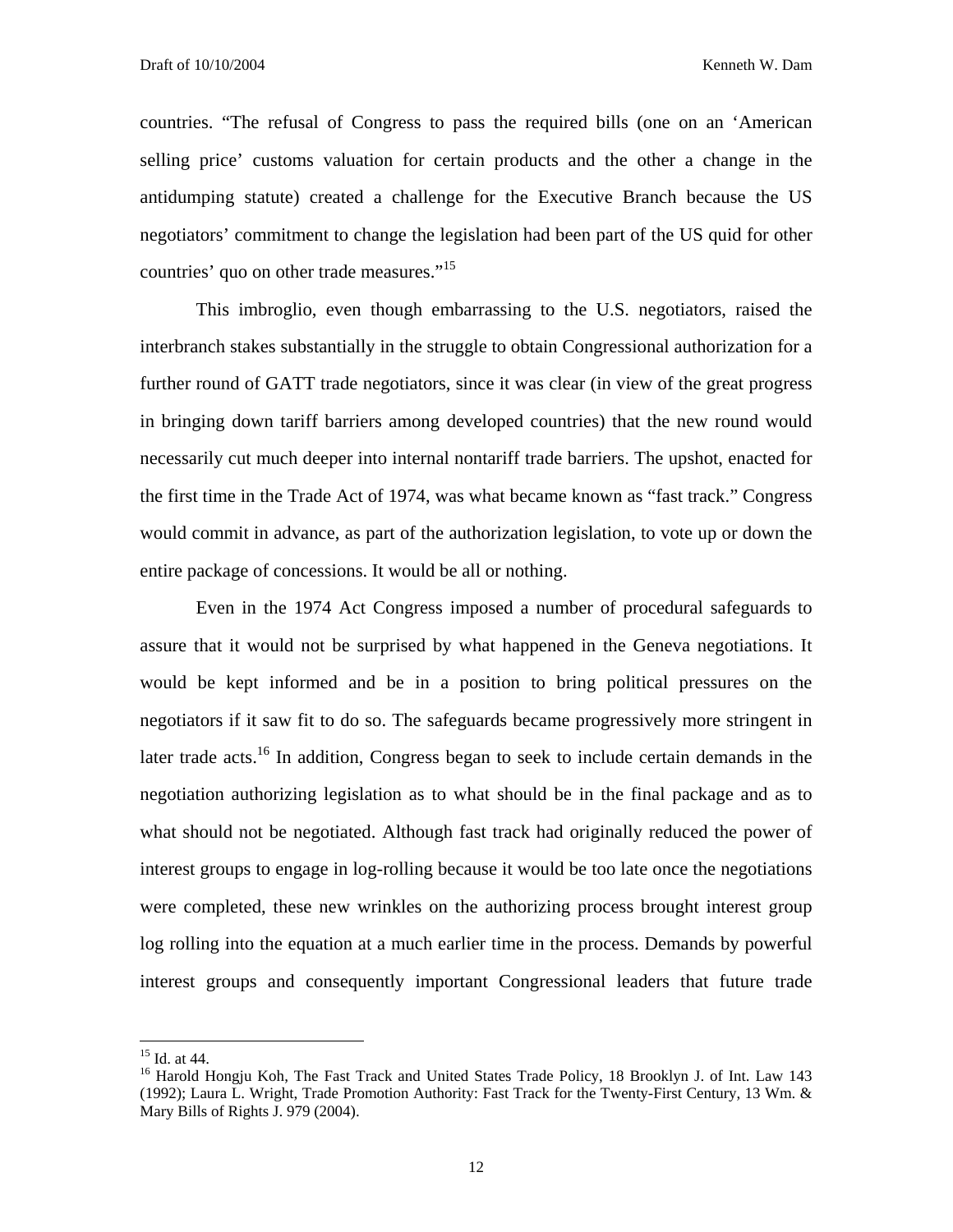countries. "The refusal of Congress to pass the required bills (one on an 'American selling price' customs valuation for certain products and the other a change in the antidumping statute) created a challenge for the Executive Branch because the US negotiators' commitment to change the legislation had been part of the US quid for other countries' quo on other trade measures."[15]

This imbroglio, even though embarrassing to the U.S. negotiators, raised the interbranch stakes substantially in the struggle to obtain Congressional authorization for a further round of GATT trade negotiators, since it was clear (in view of the great progress in bringing down tariff barriers among developed countries) that the new round would necessarily cut much deeper into internal nontariff trade barriers. The upshot, enacted for the first time in the Trade Act of 1974, was what became known as "fast track." Congress would commit in advance, as part of the authorization legislation, to vote up or down the entire package of concessions. It would be all or nothing.

Even in the 1974 Act Congress imposed a number of procedural safeguards to assure that it would not be surprised by what happened in the Geneva negotiations. It would be kept informed and be in a position to bring political pressures on the negotiators if it saw fit to do so. The safeguards became progressively more stringent in later trade acts.[16] In addition, Congress began to seek to include certain demands in the negotiation authorizing legislation as to what should be in the final package and as to what should not be negotiated. Although fast track had originally reduced the power of interest groups to engage in log-rolling because it would be too late once the negotiations were completed, these new wrinkles on the authorizing process brought interest group log rolling into the equation at a much earlier time in the process. Demands by powerful interest groups and consequently important Congressional leaders that future trade

---

[15] Id. at 44.

[16] Harold Hongju Koh, The Fast Track and United States Trade Policy, 18 Brooklyn J. of Int. Law 143 (1992); Laura L. Wright, Trade Promotion Authority: Fast Track for the Twenty-First Century, 13 Wm. & Mary Bills of Rights J. 979 (2004).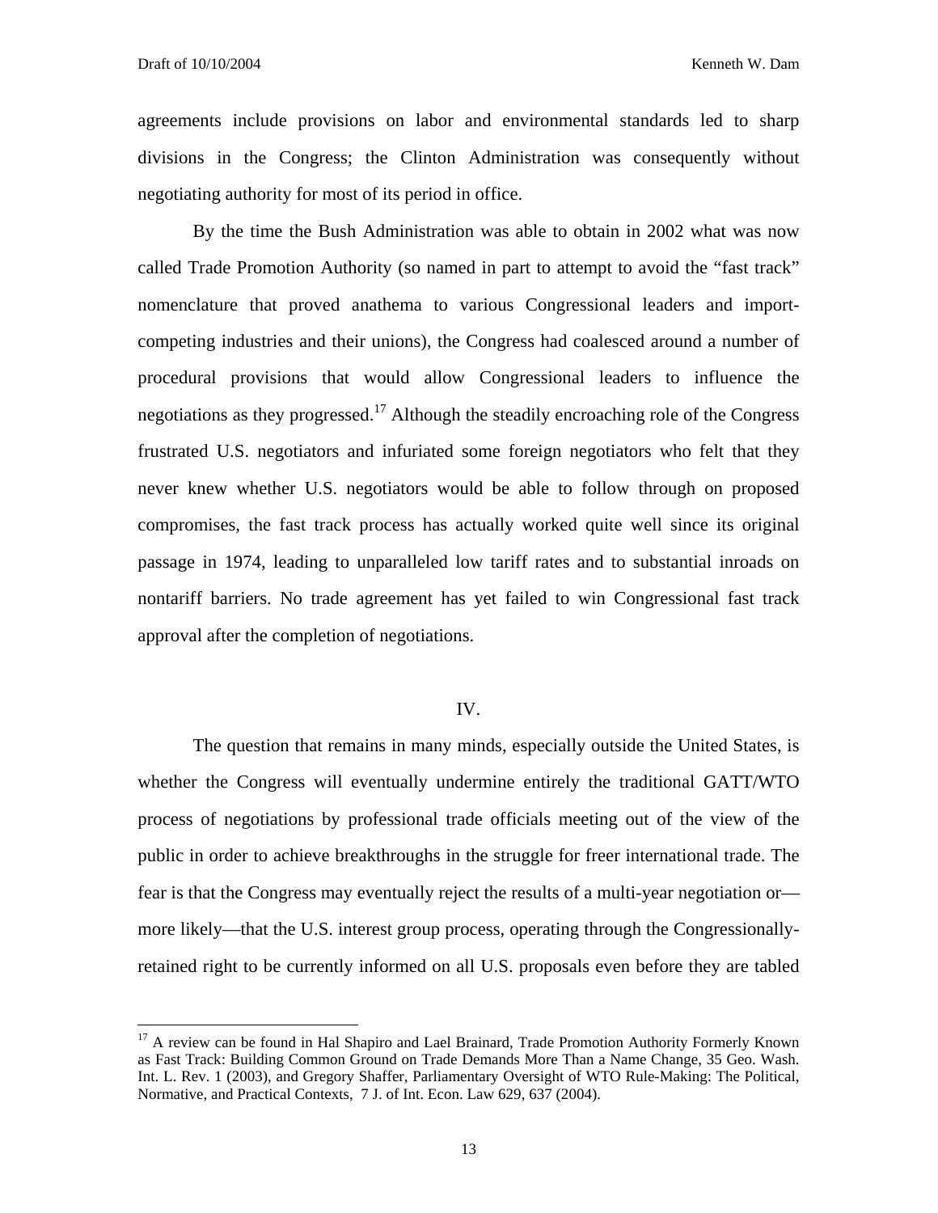agreements include provisions on labor and environmental standards led to sharp divisions in the Congress; the Clinton Administration was consequently without negotiating authority for most of its period in office.

By the time the Bush Administration was able to obtain in 2002 what was now called Trade Promotion Authority (so named in part to attempt to avoid the "fast track" nomenclature that proved anathema to various Congressional leaders and import-competing industries and their unions), the Congress had coalesced around a number of procedural provisions that would allow Congressional leaders to influence the negotiations as they progressed.[17] Although the steadily encroaching role of the Congress frustrated U.S. negotiators and infuriated some foreign negotiators who felt that they never knew whether U.S. negotiators would be able to follow through on proposed compromises, the fast track process has actually worked quite well since its original passage in 1974, leading to unparalleled low tariff rates and to substantial inroads on nontariff barriers. No trade agreement has yet failed to win Congressional fast track approval after the completion of negotiations.

## IV.

The question that remains in many minds, especially outside the United States, is whether the Congress will eventually undermine entirely the traditional GATT/WTO process of negotiations by professional trade officials meeting out of the view of the public in order to achieve breakthroughs in the struggle for freer international trade. The fear is that the Congress may eventually reject the results of a multi-year negotiation or—more likely—that the U.S. interest group process, operating through the Congressionally-retained right to be currently informed on all U.S. proposals even before they are tabled

[17] A review can be found in Hal Shapiro and Lael Brainard, Trade Promotion Authority Formerly Known as Fast Track: Building Common Ground on Trade Demands More Than a Name Change, 35 Geo. Wash. Int. L. Rev. 1 (2003), and Gregory Shaffer, Parliamentary Oversight of WTO Rule-Making: The Political, Normative, and Practical Contexts, 7 J. of Int. Econ. Law 629, 637 (2004).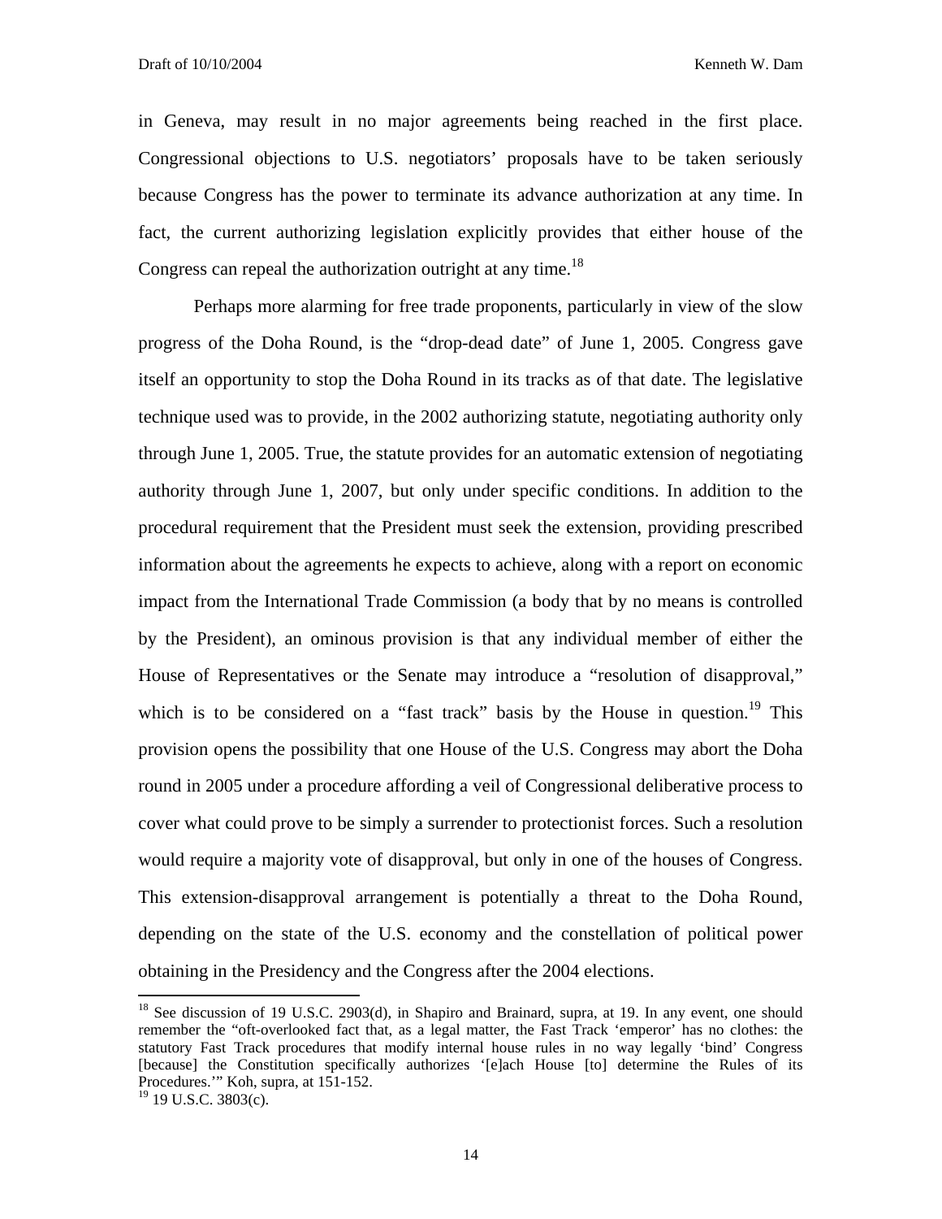in Geneva, may result in no major agreements being reached in the first place. Congressional objections to U.S. negotiators' proposals have to be taken seriously because Congress has the power to terminate its advance authorization at any time. In fact, the current authorizing legislation explicitly provides that either house of the Congress can repeal the authorization outright at any time.[18]

Perhaps more alarming for free trade proponents, particularly in view of the slow progress of the Doha Round, is the "drop-dead date" of June 1, 2005. Congress gave itself an opportunity to stop the Doha Round in its tracks as of that date. The legislative technique used was to provide, in the 2002 authorizing statute, negotiating authority only through June 1, 2005. True, the statute provides for an automatic extension of negotiating authority through June 1, 2007, but only under specific conditions. In addition to the procedural requirement that the President must seek the extension, providing prescribed information about the agreements he expects to achieve, along with a report on economic impact from the International Trade Commission (a body that by no means is controlled by the President), an ominous provision is that any individual member of either the House of Representatives or the Senate may introduce a "resolution of disapproval," which is to be considered on a "fast track" basis by the House in question.[19] This provision opens the possibility that one House of the U.S. Congress may abort the Doha round in 2005 under a procedure affording a veil of Congressional deliberative process to cover what could prove to be simply a surrender to protectionist forces. Such a resolution would require a majority vote of disapproval, but only in one of the houses of Congress. This extension-disapproval arrangement is potentially a threat to the Doha Round, depending on the state of the U.S. economy and the constellation of political power obtaining in the Presidency and the Congress after the 2004 elections.

---

[18] See discussion of 19 U.S.C. 2903(d), in Shapiro and Brainard, supra, at 19. In any event, one should remember the "oft-overlooked fact that, as a legal matter, the Fast Track 'emperor' has no clothes: the statutory Fast Track procedures that modify internal house rules in no way legally 'bind' Congress [because] the Constitution specifically authorizes '[e]ach House [to] determine the Rules of its Procedures.'" Koh, supra, at 151-152.

[19] 19 U.S.C. 3803(c).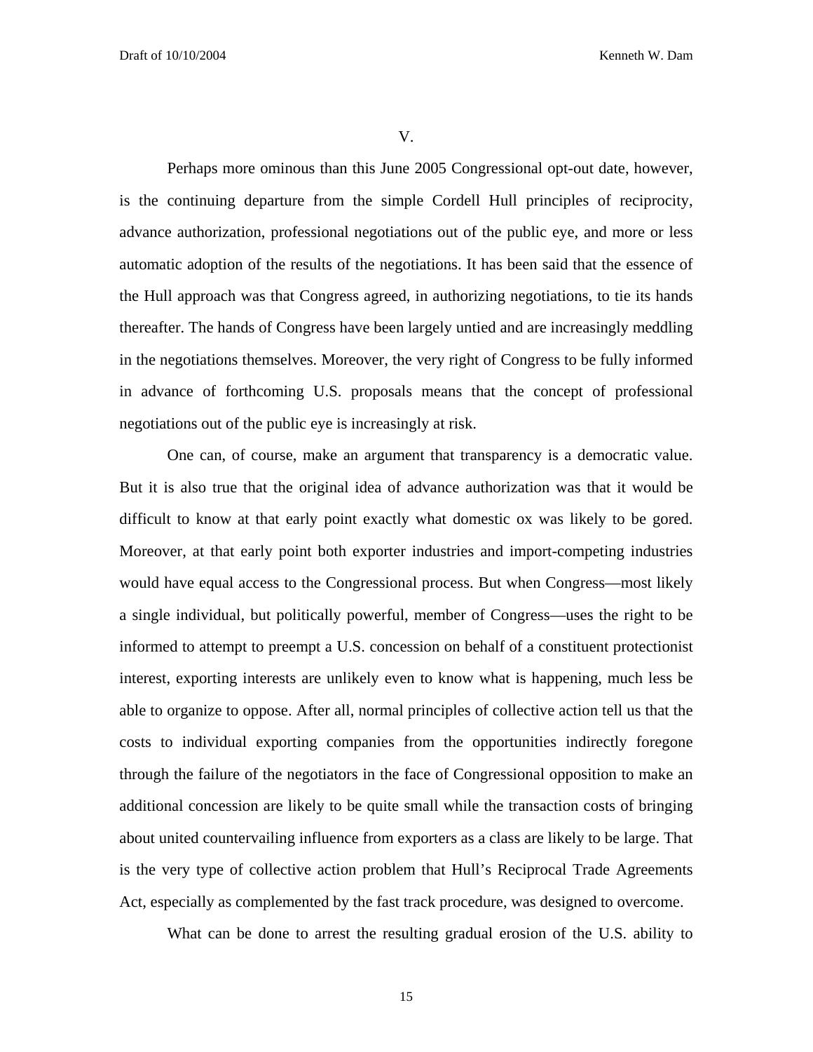## V.

Perhaps more ominous than this June 2005 Congressional opt-out date, however, is the continuing departure from the simple Cordell Hull principles of reciprocity, advance authorization, professional negotiations out of the public eye, and more or less automatic adoption of the results of the negotiations. It has been said that the essence of the Hull approach was that Congress agreed, in authorizing negotiations, to tie its hands thereafter. The hands of Congress have been largely untied and are increasingly meddling in the negotiations themselves. Moreover, the very right of Congress to be fully informed in advance of forthcoming U.S. proposals means that the concept of professional negotiations out of the public eye is increasingly at risk.

One can, of course, make an argument that transparency is a democratic value. But it is also true that the original idea of advance authorization was that it would be difficult to know at that early point exactly what domestic ox was likely to be gored. Moreover, at that early point both exporter industries and import-competing industries would have equal access to the Congressional process. But when Congress—most likely a single individual, but politically powerful, member of Congress—uses the right to be informed to attempt to preempt a U.S. concession on behalf of a constituent protectionist interest, exporting interests are unlikely even to know what is happening, much less be able to organize to oppose. After all, normal principles of collective action tell us that the costs to individual exporting companies from the opportunities indirectly foregone through the failure of the negotiators in the face of Congressional opposition to make an additional concession are likely to be quite small while the transaction costs of bringing about united countervailing influence from exporters as a class are likely to be large. That is the very type of collective action problem that Hull's Reciprocal Trade Agreements Act, especially as complemented by the fast track procedure, was designed to overcome.

What can be done to arrest the resulting gradual erosion of the U.S. ability to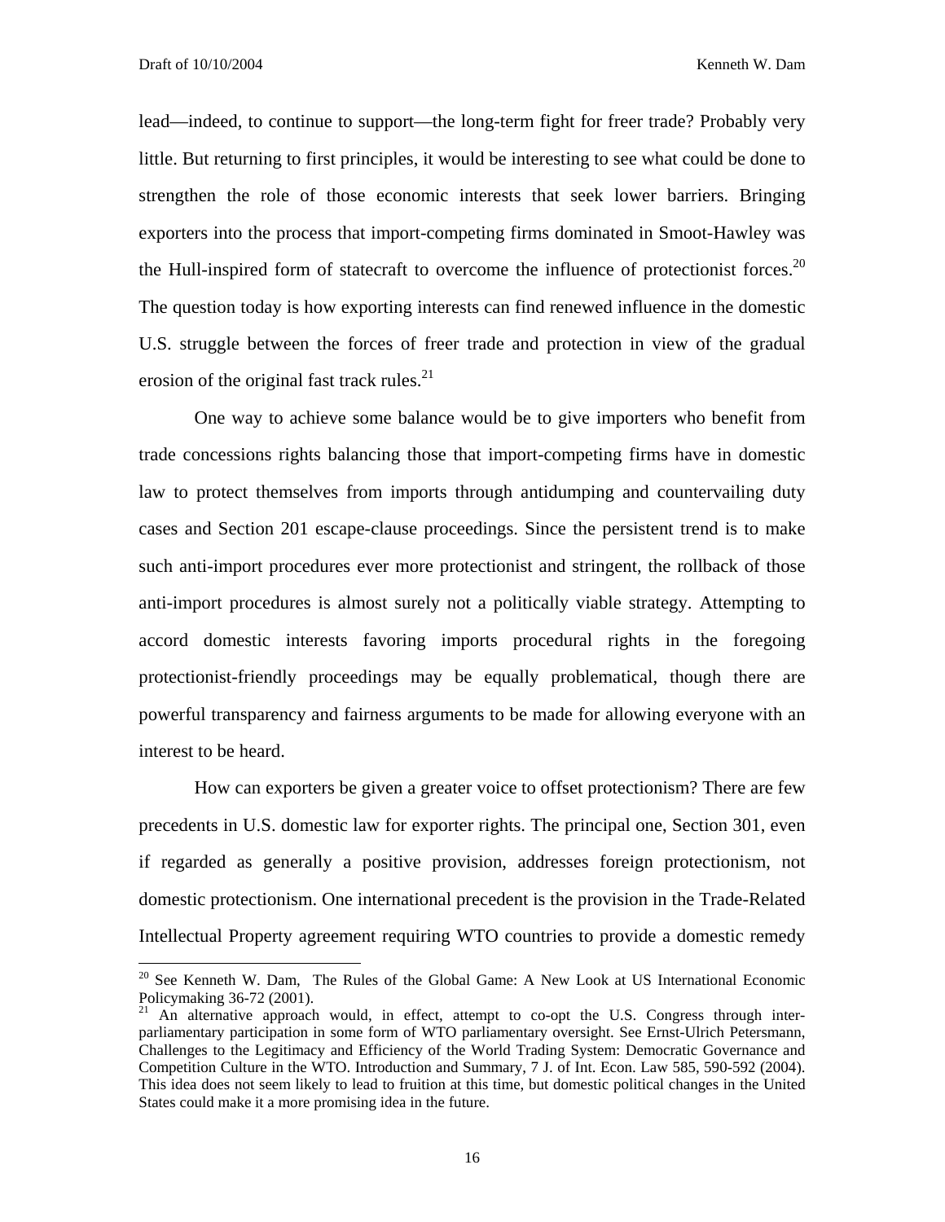lead—indeed, to continue to support—the long-term fight for freer trade? Probably very little. But returning to first principles, it would be interesting to see what could be done to strengthen the role of those economic interests that seek lower barriers. Bringing exporters into the process that import-competing firms dominated in Smoot-Hawley was the Hull-inspired form of statecraft to overcome the influence of protectionist forces.[20] The question today is how exporting interests can find renewed influence in the domestic U.S. struggle between the forces of freer trade and protection in view of the gradual erosion of the original fast track rules.[21]

One way to achieve some balance would be to give importers who benefit from trade concessions rights balancing those that import-competing firms have in domestic law to protect themselves from imports through antidumping and countervailing duty cases and Section 201 escape-clause proceedings. Since the persistent trend is to make such anti-import procedures ever more protectionist and stringent, the rollback of those anti-import procedures is almost surely not a politically viable strategy. Attempting to accord domestic interests favoring imports procedural rights in the foregoing protectionist-friendly proceedings may be equally problematical, though there are powerful transparency and fairness arguments to be made for allowing everyone with an interest to be heard.

How can exporters be given a greater voice to offset protectionism? There are few precedents in U.S. domestic law for exporter rights. The principal one, Section 301, even if regarded as generally a positive provision, addresses foreign protectionism, not domestic protectionism. One international precedent is the provision in the Trade-Related Intellectual Property agreement requiring WTO countries to provide a domestic remedy

---

[20] See Kenneth W. Dam, The Rules of the Global Game: A New Look at US International Economic Policymaking 36-72 (2001).

[21] An alternative approach would, in effect, attempt to co-opt the U.S. Congress through inter-parliamentary participation in some form of WTO parliamentary oversight. See Ernst-Ulrich Petersmann, Challenges to the Legitimacy and Efficiency of the World Trading System: Democratic Governance and Competition Culture in the WTO. Introduction and Summary, 7 J. of Int. Econ. Law 585, 590-592 (2004). This idea does not seem likely to lead to fruition at this time, but domestic political changes in the United States could make it a more promising idea in the future.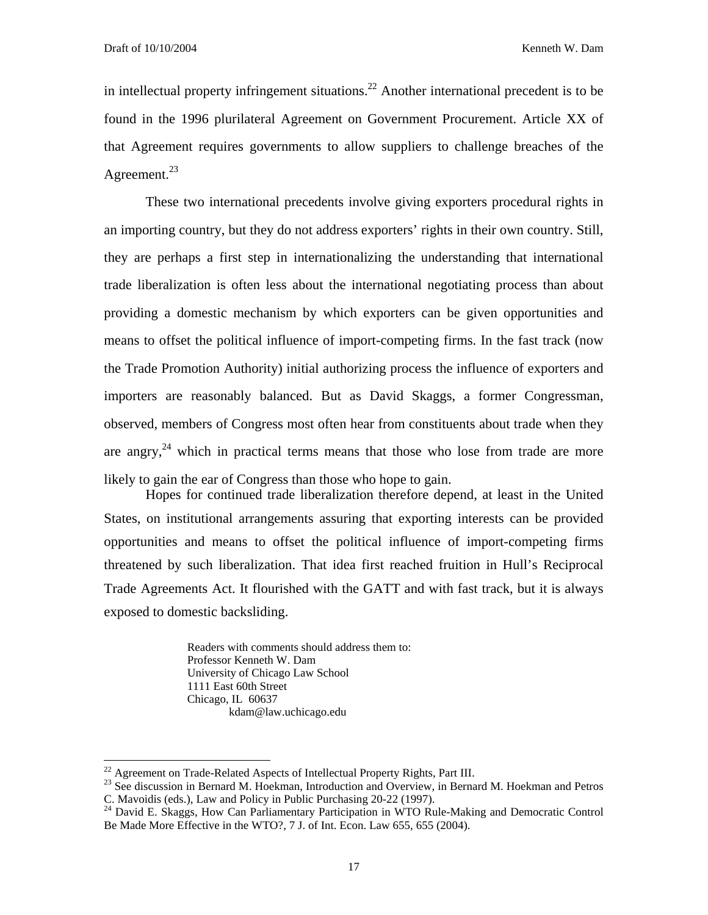in intellectual property infringement situations.[22] Another international precedent is to be found in the 1996 plurilateral Agreement on Government Procurement. Article XX of that Agreement requires governments to allow suppliers to challenge breaches of the Agreement.[23]

These two international precedents involve giving exporters procedural rights in an importing country, but they do not address exporters' rights in their own country. Still, they are perhaps a first step in internationalizing the understanding that international trade liberalization is often less about the international negotiating process than about providing a domestic mechanism by which exporters can be given opportunities and means to offset the political influence of import-competing firms. In the fast track (now the Trade Promotion Authority) initial authorizing process the influence of exporters and importers are reasonably balanced. But as David Skaggs, a former Congressman, observed, members of Congress most often hear from constituents about trade when they are angry,[24] which in practical terms means that those who lose from trade are more likely to gain the ear of Congress than those who hope to gain.

Hopes for continued trade liberalization therefore depend, at least in the United States, on institutional arrangements assuring that exporting interests can be provided opportunities and means to offset the political influence of import-competing firms threatened by such liberalization. That idea first reached fruition in Hull's Reciprocal Trade Agreements Act. It flourished with the GATT and with fast track, but it is always exposed to domestic backsliding.

Readers with comments should address them to:
Professor Kenneth W. Dam
University of Chicago Law School
1111 East 60th Street
Chicago, IL 60637
kdam@law.uchicago.edu

---

[22] Agreement on Trade-Related Aspects of Intellectual Property Rights, Part III.

[23] See discussion in Bernard M. Hoekman, Introduction and Overview, in Bernard M. Hoekman and Petros C. Mavoidis (eds.), Law and Policy in Public Purchasing 20-22 (1997).

[24] David E. Skaggs, How Can Parliamentary Participation in WTO Rule-Making and Democratic Control Be Made More Effective in the WTO?, 7 J. of Int. Econ. Law 655, 655 (2004).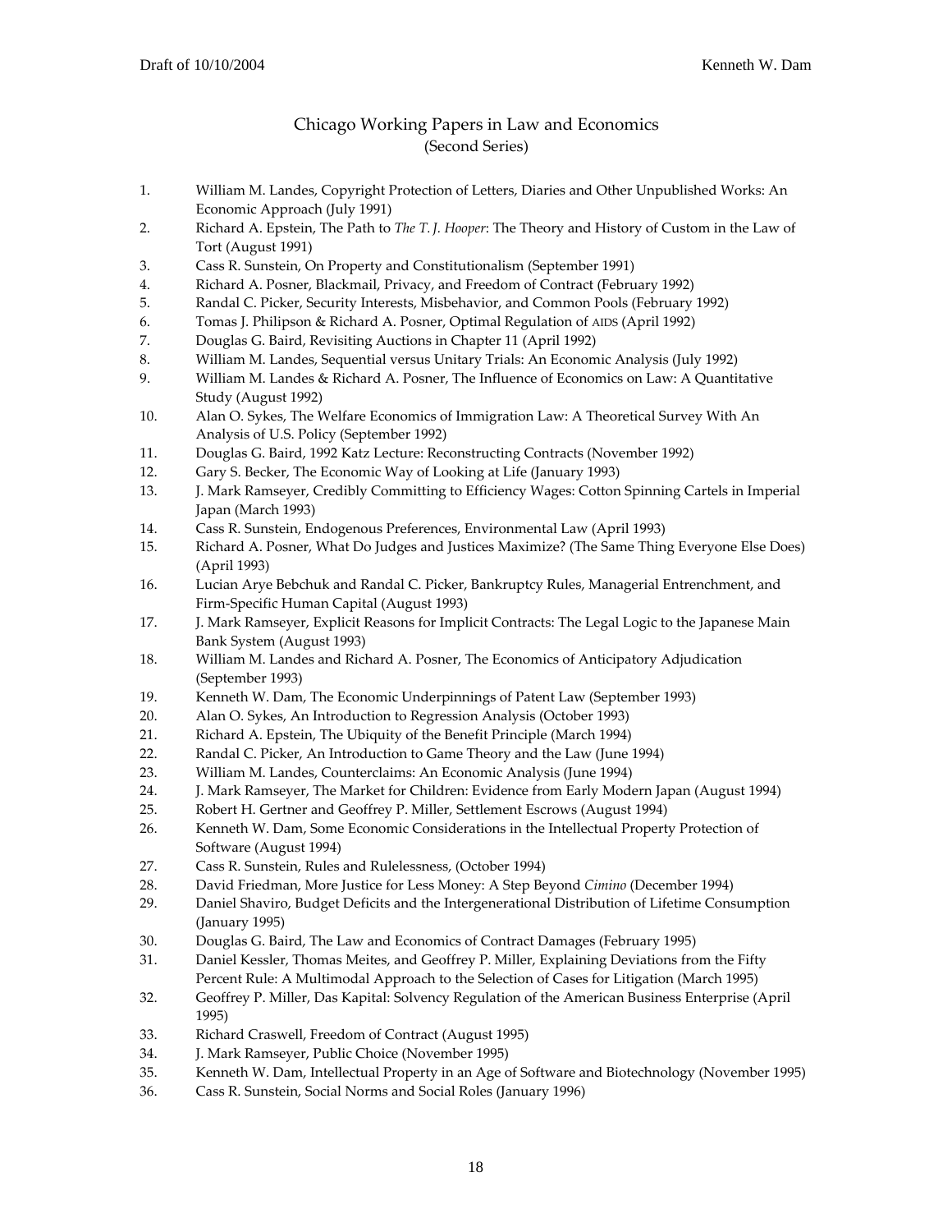# Chicago Working Papers in Law and Economics
(Second Series)

1. William M. Landes, Copyright Protection of Letters, Diaries and Other Unpublished Works: An Economic Approach (July 1991)
2. Richard A. Epstein, The Path to *The T. J. Hooper*: The Theory and History of Custom in the Law of Tort (August 1991)
3. Cass R. Sunstein, On Property and Constitutionalism (September 1991)
4. Richard A. Posner, Blackmail, Privacy, and Freedom of Contract (February 1992)
5. Randal C. Picker, Security Interests, Misbehavior, and Common Pools (February 1992)
6. Tomas J. Philipson & Richard A. Posner, Optimal Regulation of AIDS (April 1992)
7. Douglas G. Baird, Revisiting Auctions in Chapter 11 (April 1992)
8. William M. Landes, Sequential versus Unitary Trials: An Economic Analysis (July 1992)
9. William M. Landes & Richard A. Posner, The Influence of Economics on Law: A Quantitative Study (August 1992)
10. Alan O. Sykes, The Welfare Economics of Immigration Law: A Theoretical Survey With An Analysis of U.S. Policy (September 1992)
11. Douglas G. Baird, 1992 Katz Lecture: Reconstructing Contracts (November 1992)
12. Gary S. Becker, The Economic Way of Looking at Life (January 1993)
13. J. Mark Ramseyer, Credibly Committing to Efficiency Wages: Cotton Spinning Cartels in Imperial Japan (March 1993)
14. Cass R. Sunstein, Endogenous Preferences, Environmental Law (April 1993)
15. Richard A. Posner, What Do Judges and Justices Maximize? (The Same Thing Everyone Else Does) (April 1993)
16. Lucian Arye Bebchuk and Randal C. Picker, Bankruptcy Rules, Managerial Entrenchment, and Firm-Specific Human Capital (August 1993)
17. J. Mark Ramseyer, Explicit Reasons for Implicit Contracts: The Legal Logic to the Japanese Main Bank System (August 1993)
18. William M. Landes and Richard A. Posner, The Economics of Anticipatory Adjudication (September 1993)
19. Kenneth W. Dam, The Economic Underpinnings of Patent Law (September 1993)
20. Alan O. Sykes, An Introduction to Regression Analysis (October 1993)
21. Richard A. Epstein, The Ubiquity of the Benefit Principle (March 1994)
22. Randal C. Picker, An Introduction to Game Theory and the Law (June 1994)
23. William M. Landes, Counterclaims: An Economic Analysis (June 1994)
24. J. Mark Ramseyer, The Market for Children: Evidence from Early Modern Japan (August 1994)
25. Robert H. Gertner and Geoffrey P. Miller, Settlement Escrows (August 1994)
26. Kenneth W. Dam, Some Economic Considerations in the Intellectual Property Protection of Software (August 1994)
27. Cass R. Sunstein, Rules and Rulelessness, (October 1994)
28. David Friedman, More Justice for Less Money: A Step Beyond *Cimino* (December 1994)
29. Daniel Shaviro, Budget Deficits and the Intergenerational Distribution of Lifetime Consumption (January 1995)
30. Douglas G. Baird, The Law and Economics of Contract Damages (February 1995)
31. Daniel Kessler, Thomas Meites, and Geoffrey P. Miller, Explaining Deviations from the Fifty Percent Rule: A Multimodal Approach to the Selection of Cases for Litigation (March 1995)
32. Geoffrey P. Miller, Das Kapital: Solvency Regulation of the American Business Enterprise (April 1995)
33. Richard Craswell, Freedom of Contract (August 1995)
34. J. Mark Ramseyer, Public Choice (November 1995)
35. Kenneth W. Dam, Intellectual Property in an Age of Software and Biotechnology (November 1995)
36. Cass R. Sunstein, Social Norms and Social Roles (January 1996)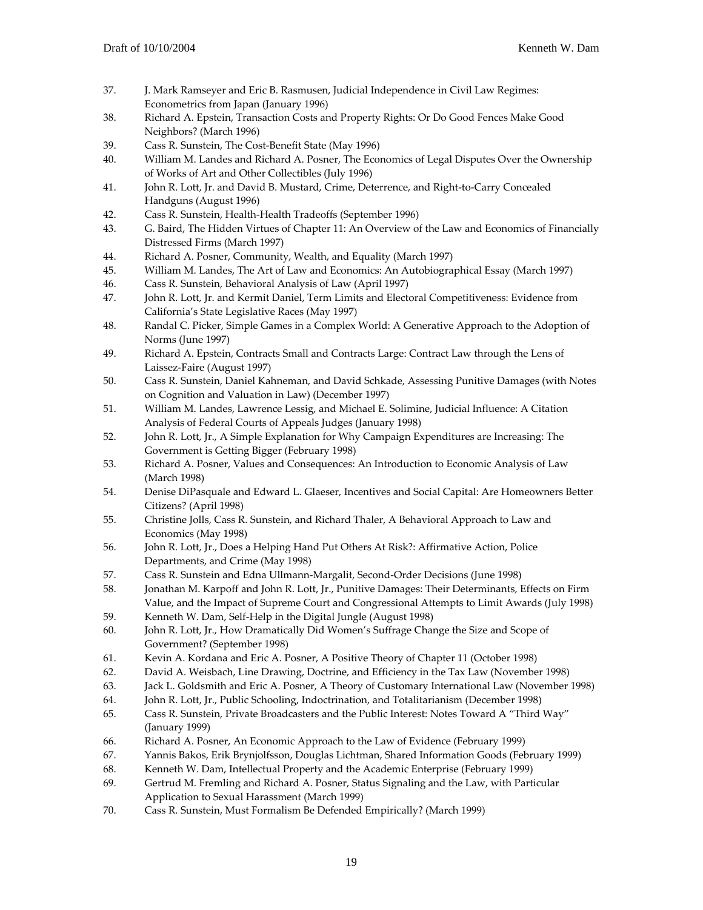37. J. Mark Ramseyer and Eric B. Rasmusen, Judicial Independence in Civil Law Regimes: Econometrics from Japan (January 1996)
38. Richard A. Epstein, Transaction Costs and Property Rights: Or Do Good Fences Make Good Neighbors? (March 1996)
39. Cass R. Sunstein, The Cost-Benefit State (May 1996)
40. William M. Landes and Richard A. Posner, The Economics of Legal Disputes Over the Ownership of Works of Art and Other Collectibles (July 1996)
41. John R. Lott, Jr. and David B. Mustard, Crime, Deterrence, and Right-to-Carry Concealed Handguns (August 1996)
42. Cass R. Sunstein, Health-Health Tradeoffs (September 1996)
43. G. Baird, The Hidden Virtues of Chapter 11: An Overview of the Law and Economics of Financially Distressed Firms (March 1997)
44. Richard A. Posner, Community, Wealth, and Equality (March 1997)
45. William M. Landes, The Art of Law and Economics: An Autobiographical Essay (March 1997)
46. Cass R. Sunstein, Behavioral Analysis of Law (April 1997)
47. John R. Lott, Jr. and Kermit Daniel, Term Limits and Electoral Competitiveness: Evidence from California's State Legislative Races (May 1997)
48. Randal C. Picker, Simple Games in a Complex World: A Generative Approach to the Adoption of Norms (June 1997)
49. Richard A. Epstein, Contracts Small and Contracts Large: Contract Law through the Lens of Laissez-Faire (August 1997)
50. Cass R. Sunstein, Daniel Kahneman, and David Schkade, Assessing Punitive Damages (with Notes on Cognition and Valuation in Law) (December 1997)
51. William M. Landes, Lawrence Lessig, and Michael E. Solimine, Judicial Influence: A Citation Analysis of Federal Courts of Appeals Judges (January 1998)
52. John R. Lott, Jr., A Simple Explanation for Why Campaign Expenditures are Increasing: The Government is Getting Bigger (February 1998)
53. Richard A. Posner, Values and Consequences: An Introduction to Economic Analysis of Law (March 1998)
54. Denise DiPasquale and Edward L. Glaeser, Incentives and Social Capital: Are Homeowners Better Citizens? (April 1998)
55. Christine Jolls, Cass R. Sunstein, and Richard Thaler, A Behavioral Approach to Law and Economics (May 1998)
56. John R. Lott, Jr., Does a Helping Hand Put Others At Risk?: Affirmative Action, Police Departments, and Crime (May 1998)
57. Cass R. Sunstein and Edna Ullmann-Margalit, Second-Order Decisions (June 1998)
58. Jonathan M. Karpoff and John R. Lott, Jr., Punitive Damages: Their Determinants, Effects on Firm Value, and the Impact of Supreme Court and Congressional Attempts to Limit Awards (July 1998)
59. Kenneth W. Dam, Self-Help in the Digital Jungle (August 1998)
60. John R. Lott, Jr., How Dramatically Did Women's Suffrage Change the Size and Scope of Government? (September 1998)
61. Kevin A. Kordana and Eric A. Posner, A Positive Theory of Chapter 11 (October 1998)
62. David A. Weisbach, Line Drawing, Doctrine, and Efficiency in the Tax Law (November 1998)
63. Jack L. Goldsmith and Eric A. Posner, A Theory of Customary International Law (November 1998)
64. John R. Lott, Jr., Public Schooling, Indoctrination, and Totalitarianism (December 1998)
65. Cass R. Sunstein, Private Broadcasters and the Public Interest: Notes Toward A "Third Way" (January 1999)
66. Richard A. Posner, An Economic Approach to the Law of Evidence (February 1999)
67. Yannis Bakos, Erik Brynjolfsson, Douglas Lichtman, Shared Information Goods (February 1999)
68. Kenneth W. Dam, Intellectual Property and the Academic Enterprise (February 1999)
69. Gertrud M. Fremling and Richard A. Posner, Status Signaling and the Law, with Particular Application to Sexual Harassment (March 1999)
70. Cass R. Sunstein, Must Formalism Be Defended Empirically? (March 1999)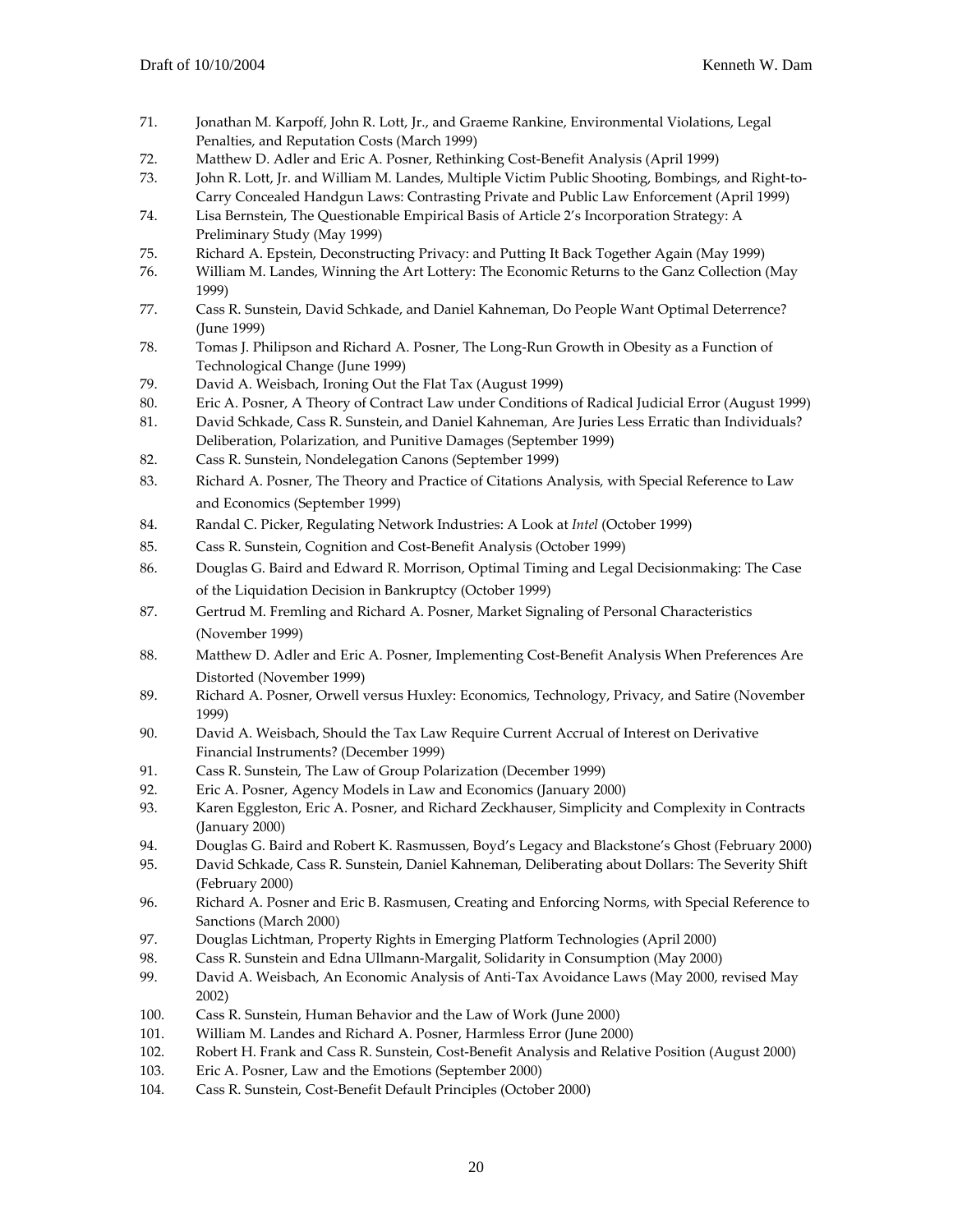71. Jonathan M. Karpoff, John R. Lott, Jr., and Graeme Rankine, Environmental Violations, Legal Penalties, and Reputation Costs (March 1999)
72. Matthew D. Adler and Eric A. Posner, Rethinking Cost-Benefit Analysis (April 1999)
73. John R. Lott, Jr. and William M. Landes, Multiple Victim Public Shooting, Bombings, and Right-to-Carry Concealed Handgun Laws: Contrasting Private and Public Law Enforcement (April 1999)
74. Lisa Bernstein, The Questionable Empirical Basis of Article 2's Incorporation Strategy: A Preliminary Study (May 1999)
75. Richard A. Epstein, Deconstructing Privacy: and Putting It Back Together Again (May 1999)
76. William M. Landes, Winning the Art Lottery: The Economic Returns to the Ganz Collection (May 1999)
77. Cass R. Sunstein, David Schkade, and Daniel Kahneman, Do People Want Optimal Deterrence? (June 1999)
78. Tomas J. Philipson and Richard A. Posner, The Long-Run Growth in Obesity as a Function of Technological Change (June 1999)
79. David A. Weisbach, Ironing Out the Flat Tax (August 1999)
80. Eric A. Posner, A Theory of Contract Law under Conditions of Radical Judicial Error (August 1999)
81. David Schkade, Cass R. Sunstein, and Daniel Kahneman, Are Juries Less Erratic than Individuals? Deliberation, Polarization, and Punitive Damages (September 1999)
82. Cass R. Sunstein, Nondelegation Canons (September 1999)
83. Richard A. Posner, The Theory and Practice of Citations Analysis, with Special Reference to Law and Economics (September 1999)
84. Randal C. Picker, Regulating Network Industries: A Look at *Intel* (October 1999)
85. Cass R. Sunstein, Cognition and Cost-Benefit Analysis (October 1999)
86. Douglas G. Baird and Edward R. Morrison, Optimal Timing and Legal Decisionmaking: The Case of the Liquidation Decision in Bankruptcy (October 1999)
87. Gertrud M. Fremling and Richard A. Posner, Market Signaling of Personal Characteristics (November 1999)
88. Matthew D. Adler and Eric A. Posner, Implementing Cost-Benefit Analysis When Preferences Are Distorted (November 1999)
89. Richard A. Posner, Orwell versus Huxley: Economics, Technology, Privacy, and Satire (November 1999)
90. David A. Weisbach, Should the Tax Law Require Current Accrual of Interest on Derivative Financial Instruments? (December 1999)
91. Cass R. Sunstein, The Law of Group Polarization (December 1999)
92. Eric A. Posner, Agency Models in Law and Economics (January 2000)
93. Karen Eggleston, Eric A. Posner, and Richard Zeckhauser, Simplicity and Complexity in Contracts (January 2000)
94. Douglas G. Baird and Robert K. Rasmussen, Boyd's Legacy and Blackstone's Ghost (February 2000)
95. David Schkade, Cass R. Sunstein, Daniel Kahneman, Deliberating about Dollars: The Severity Shift (February 2000)
96. Richard A. Posner and Eric B. Rasmusen, Creating and Enforcing Norms, with Special Reference to Sanctions (March 2000)
97. Douglas Lichtman, Property Rights in Emerging Platform Technologies (April 2000)
98. Cass R. Sunstein and Edna Ullmann-Margalit, Solidarity in Consumption (May 2000)
99. David A. Weisbach, An Economic Analysis of Anti-Tax Avoidance Laws (May 2000, revised May 2002)
100. Cass R. Sunstein, Human Behavior and the Law of Work (June 2000)
101. William M. Landes and Richard A. Posner, Harmless Error (June 2000)
102. Robert H. Frank and Cass R. Sunstein, Cost-Benefit Analysis and Relative Position (August 2000)
103. Eric A. Posner, Law and the Emotions (September 2000)
104. Cass R. Sunstein, Cost-Benefit Default Principles (October 2000)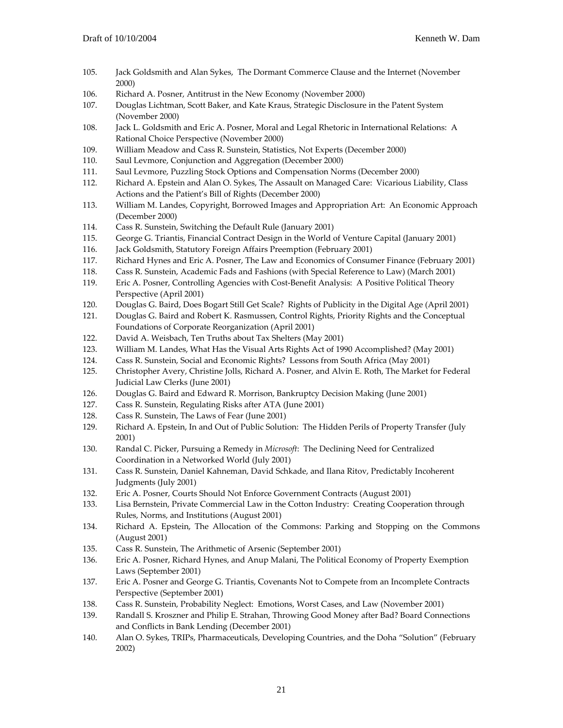105. Jack Goldsmith and Alan Sykes, The Dormant Commerce Clause and the Internet (November 2000)
106. Richard A. Posner, Antitrust in the New Economy (November 2000)
107. Douglas Lichtman, Scott Baker, and Kate Kraus, Strategic Disclosure in the Patent System (November 2000)
108. Jack L. Goldsmith and Eric A. Posner, Moral and Legal Rhetoric in International Relations: A Rational Choice Perspective (November 2000)
109. William Meadow and Cass R. Sunstein, Statistics, Not Experts (December 2000)
110. Saul Levmore, Conjunction and Aggregation (December 2000)
111. Saul Levmore, Puzzling Stock Options and Compensation Norms (December 2000)
112. Richard A. Epstein and Alan O. Sykes, The Assault on Managed Care: Vicarious Liability, Class Actions and the Patient's Bill of Rights (December 2000)
113. William M. Landes, Copyright, Borrowed Images and Appropriation Art: An Economic Approach (December 2000)
114. Cass R. Sunstein, Switching the Default Rule (January 2001)
115. George G. Triantis, Financial Contract Design in the World of Venture Capital (January 2001)
116. Jack Goldsmith, Statutory Foreign Affairs Preemption (February 2001)
117. Richard Hynes and Eric A. Posner, The Law and Economics of Consumer Finance (February 2001)
118. Cass R. Sunstein, Academic Fads and Fashions (with Special Reference to Law) (March 2001)
119. Eric A. Posner, Controlling Agencies with Cost-Benefit Analysis: A Positive Political Theory Perspective (April 2001)
120. Douglas G. Baird, Does Bogart Still Get Scale? Rights of Publicity in the Digital Age (April 2001)
121. Douglas G. Baird and Robert K. Rasmussen, Control Rights, Priority Rights and the Conceptual Foundations of Corporate Reorganization (April 2001)
122. David A. Weisbach, Ten Truths about Tax Shelters (May 2001)
123. William M. Landes, What Has the Visual Arts Rights Act of 1990 Accomplished? (May 2001)
124. Cass R. Sunstein, Social and Economic Rights? Lessons from South Africa (May 2001)
125. Christopher Avery, Christine Jolls, Richard A. Posner, and Alvin E. Roth, The Market for Federal Judicial Law Clerks (June 2001)
126. Douglas G. Baird and Edward R. Morrison, Bankruptcy Decision Making (June 2001)
127. Cass R. Sunstein, Regulating Risks after ATA (June 2001)
128. Cass R. Sunstein, The Laws of Fear (June 2001)
129. Richard A. Epstein, In and Out of Public Solution: The Hidden Perils of Property Transfer (July 2001)
130. Randal C. Picker, Pursuing a Remedy in *Microsoft*: The Declining Need for Centralized Coordination in a Networked World (July 2001)
131. Cass R. Sunstein, Daniel Kahneman, David Schkade, and Ilana Ritov, Predictably Incoherent Judgments (July 2001)
132. Eric A. Posner, Courts Should Not Enforce Government Contracts (August 2001)
133. Lisa Bernstein, Private Commercial Law in the Cotton Industry: Creating Cooperation through Rules, Norms, and Institutions (August 2001)
134. Richard A. Epstein, The Allocation of the Commons: Parking and Stopping on the Commons (August 2001)
135. Cass R. Sunstein, The Arithmetic of Arsenic (September 2001)
136. Eric A. Posner, Richard Hynes, and Anup Malani, The Political Economy of Property Exemption Laws (September 2001)
137. Eric A. Posner and George G. Triantis, Covenants Not to Compete from an Incomplete Contracts Perspective (September 2001)
138. Cass R. Sunstein, Probability Neglect: Emotions, Worst Cases, and Law (November 2001)
139. Randall S. Kroszner and Philip E. Strahan, Throwing Good Money after Bad? Board Connections and Conflicts in Bank Lending (December 2001)
140. Alan O. Sykes, TRIPs, Pharmaceuticals, Developing Countries, and the Doha "Solution" (February 2002)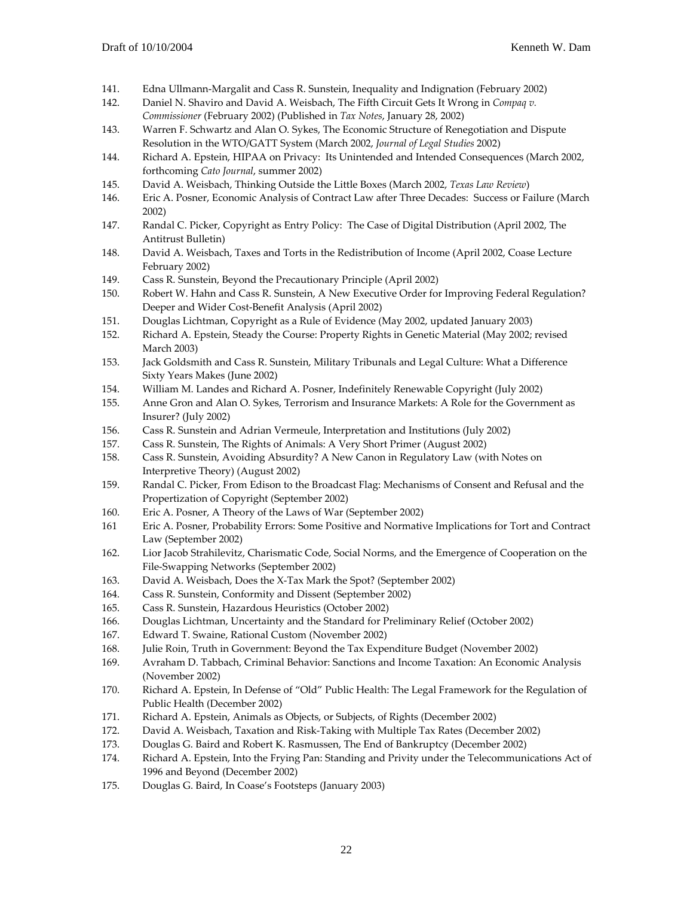141. Edna Ullmann-Margalit and Cass R. Sunstein, Inequality and Indignation (February 2002)
142. Daniel N. Shaviro and David A. Weisbach, The Fifth Circuit Gets It Wrong in *Compaq v. Commissioner* (February 2002) (Published in *Tax Notes*, January 28, 2002)
143. Warren F. Schwartz and Alan O. Sykes, The Economic Structure of Renegotiation and Dispute Resolution in the WTO/GATT System (March 2002, *Journal of Legal Studies* 2002)
144. Richard A. Epstein, HIPAA on Privacy: Its Unintended and Intended Consequences (March 2002, forthcoming *Cato Journal*, summer 2002)
145. David A. Weisbach, Thinking Outside the Little Boxes (March 2002, *Texas Law Review*)
146. Eric A. Posner, Economic Analysis of Contract Law after Three Decades: Success or Failure (March 2002)
147. Randal C. Picker, Copyright as Entry Policy: The Case of Digital Distribution (April 2002, The Antitrust Bulletin)
148. David A. Weisbach, Taxes and Torts in the Redistribution of Income (April 2002, Coase Lecture February 2002)
149. Cass R. Sunstein, Beyond the Precautionary Principle (April 2002)
150. Robert W. Hahn and Cass R. Sunstein, A New Executive Order for Improving Federal Regulation? Deeper and Wider Cost-Benefit Analysis (April 2002)
151. Douglas Lichtman, Copyright as a Rule of Evidence (May 2002, updated January 2003)
152. Richard A. Epstein, Steady the Course: Property Rights in Genetic Material (May 2002; revised March 2003)
153. Jack Goldsmith and Cass R. Sunstein, Military Tribunals and Legal Culture: What a Difference Sixty Years Makes (June 2002)
154. William M. Landes and Richard A. Posner, Indefinitely Renewable Copyright (July 2002)
155. Anne Gron and Alan O. Sykes, Terrorism and Insurance Markets: A Role for the Government as Insurer? (July 2002)
156. Cass R. Sunstein and Adrian Vermeule, Interpretation and Institutions (July 2002)
157. Cass R. Sunstein, The Rights of Animals: A Very Short Primer (August 2002)
158. Cass R. Sunstein, Avoiding Absurdity? A New Canon in Regulatory Law (with Notes on Interpretive Theory) (August 2002)
159. Randal C. Picker, From Edison to the Broadcast Flag: Mechanisms of Consent and Refusal and the Propertization of Copyright (September 2002)
160. Eric A. Posner, A Theory of the Laws of War (September 2002)
161 Eric A. Posner, Probability Errors: Some Positive and Normative Implications for Tort and Contract Law (September 2002)
162. Lior Jacob Strahilevitz, Charismatic Code, Social Norms, and the Emergence of Cooperation on the File-Swapping Networks (September 2002)
163. David A. Weisbach, Does the X-Tax Mark the Spot? (September 2002)
164. Cass R. Sunstein, Conformity and Dissent (September 2002)
165. Cass R. Sunstein, Hazardous Heuristics (October 2002)
166. Douglas Lichtman, Uncertainty and the Standard for Preliminary Relief (October 2002)
167. Edward T. Swaine, Rational Custom (November 2002)
168. Julie Roin, Truth in Government: Beyond the Tax Expenditure Budget (November 2002)
169. Avraham D. Tabbach, Criminal Behavior: Sanctions and Income Taxation: An Economic Analysis (November 2002)
170. Richard A. Epstein, In Defense of "Old" Public Health: The Legal Framework for the Regulation of Public Health (December 2002)
171. Richard A. Epstein, Animals as Objects, or Subjects, of Rights (December 2002)
172. David A. Weisbach, Taxation and Risk-Taking with Multiple Tax Rates (December 2002)
173. Douglas G. Baird and Robert K. Rasmussen, The End of Bankruptcy (December 2002)
174. Richard A. Epstein, Into the Frying Pan: Standing and Privity under the Telecommunications Act of 1996 and Beyond (December 2002)
175. Douglas G. Baird, In Coase's Footsteps (January 2003)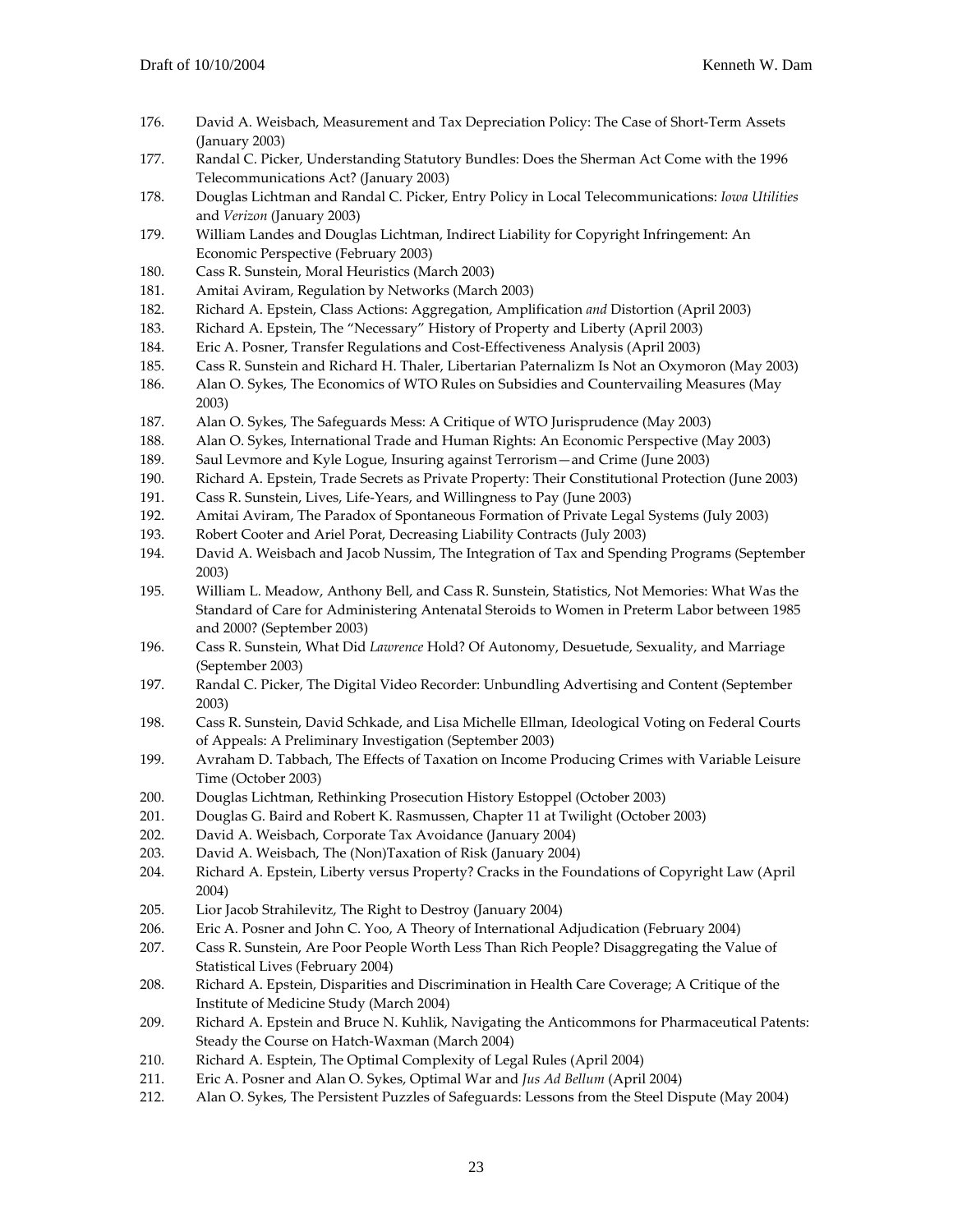176. David A. Weisbach, Measurement and Tax Depreciation Policy: The Case of Short-Term Assets (January 2003)
177. Randal C. Picker, Understanding Statutory Bundles: Does the Sherman Act Come with the 1996 Telecommunications Act? (January 2003)
178. Douglas Lichtman and Randal C. Picker, Entry Policy in Local Telecommunications: *Iowa Utilities* and *Verizon* (January 2003)
179. William Landes and Douglas Lichtman, Indirect Liability for Copyright Infringement: An Economic Perspective (February 2003)
180. Cass R. Sunstein, Moral Heuristics (March 2003)
181. Amitai Aviram, Regulation by Networks (March 2003)
182. Richard A. Epstein, Class Actions: Aggregation, Amplification *and* Distortion (April 2003)
183. Richard A. Epstein, The "Necessary" History of Property and Liberty (April 2003)
184. Eric A. Posner, Transfer Regulations and Cost-Effectiveness Analysis (April 2003)
185. Cass R. Sunstein and Richard H. Thaler, Libertarian Paternalizm Is Not an Oxymoron (May 2003)
186. Alan O. Sykes, The Economics of WTO Rules on Subsidies and Countervailing Measures (May 2003)
187. Alan O. Sykes, The Safeguards Mess: A Critique of WTO Jurisprudence (May 2003)
188. Alan O. Sykes, International Trade and Human Rights: An Economic Perspective (May 2003)
189. Saul Levmore and Kyle Logue, Insuring against Terrorism—and Crime (June 2003)
190. Richard A. Epstein, Trade Secrets as Private Property: Their Constitutional Protection (June 2003)
191. Cass R. Sunstein, Lives, Life-Years, and Willingness to Pay (June 2003)
192. Amitai Aviram, The Paradox of Spontaneous Formation of Private Legal Systems (July 2003)
193. Robert Cooter and Ariel Porat, Decreasing Liability Contracts (July 2003)
194. David A. Weisbach and Jacob Nussim, The Integration of Tax and Spending Programs (September 2003)
195. William L. Meadow, Anthony Bell, and Cass R. Sunstein, Statistics, Not Memories: What Was the Standard of Care for Administering Antenatal Steroids to Women in Preterm Labor between 1985 and 2000? (September 2003)
196. Cass R. Sunstein, What Did *Lawrence* Hold? Of Autonomy, Desuetude, Sexuality, and Marriage (September 2003)
197. Randal C. Picker, The Digital Video Recorder: Unbundling Advertising and Content (September 2003)
198. Cass R. Sunstein, David Schkade, and Lisa Michelle Ellman, Ideological Voting on Federal Courts of Appeals: A Preliminary Investigation (September 2003)
199. Avraham D. Tabbach, The Effects of Taxation on Income Producing Crimes with Variable Leisure Time (October 2003)
200. Douglas Lichtman, Rethinking Prosecution History Estoppel (October 2003)
201. Douglas G. Baird and Robert K. Rasmussen, Chapter 11 at Twilight (October 2003)
202. David A. Weisbach, Corporate Tax Avoidance (January 2004)
203. David A. Weisbach, The (Non)Taxation of Risk (January 2004)
204. Richard A. Epstein, Liberty versus Property? Cracks in the Foundations of Copyright Law (April 2004)
205. Lior Jacob Strahilevitz, The Right to Destroy (January 2004)
206. Eric A. Posner and John C. Yoo, A Theory of International Adjudication (February 2004)
207. Cass R. Sunstein, Are Poor People Worth Less Than Rich People? Disaggregating the Value of Statistical Lives (February 2004)
208. Richard A. Epstein, Disparities and Discrimination in Health Care Coverage; A Critique of the Institute of Medicine Study (March 2004)
209. Richard A. Epstein and Bruce N. Kuhlik, Navigating the Anticommons for Pharmaceutical Patents: Steady the Course on Hatch-Waxman (March 2004)
210. Richard A. Esptein, The Optimal Complexity of Legal Rules (April 2004)
211. Eric A. Posner and Alan O. Sykes, Optimal War and *Jus Ad Bellum* (April 2004)
212. Alan O. Sykes, The Persistent Puzzles of Safeguards: Lessons from the Steel Dispute (May 2004)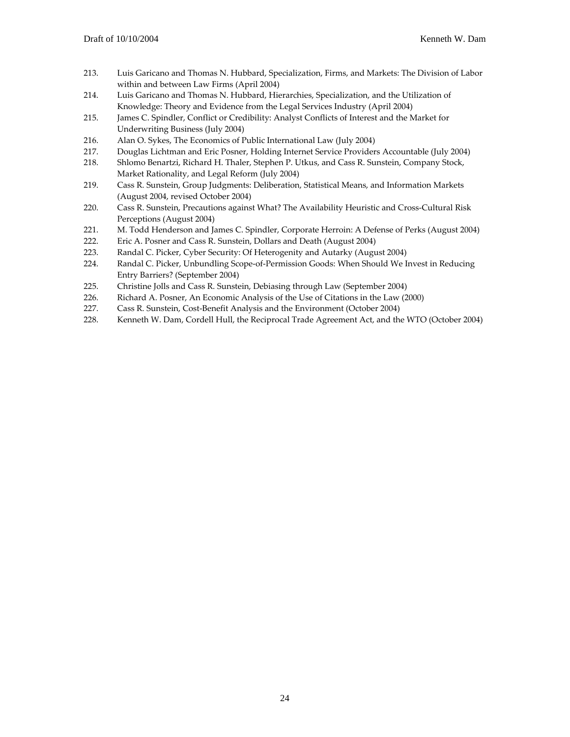213. Luis Garicano and Thomas N. Hubbard, Specialization, Firms, and Markets: The Division of Labor within and between Law Firms (April 2004)
214. Luis Garicano and Thomas N. Hubbard, Hierarchies, Specialization, and the Utilization of Knowledge: Theory and Evidence from the Legal Services Industry (April 2004)
215. James C. Spindler, Conflict or Credibility: Analyst Conflicts of Interest and the Market for Underwriting Business (July 2004)
216. Alan O. Sykes, The Economics of Public International Law (July 2004)
217. Douglas Lichtman and Eric Posner, Holding Internet Service Providers Accountable (July 2004)
218. Shlomo Benartzi, Richard H. Thaler, Stephen P. Utkus, and Cass R. Sunstein, Company Stock, Market Rationality, and Legal Reform (July 2004)
219. Cass R. Sunstein, Group Judgments: Deliberation, Statistical Means, and Information Markets (August 2004, revised October 2004)
220. Cass R. Sunstein, Precautions against What? The Availability Heuristic and Cross-Cultural Risk Perceptions (August 2004)
221. M. Todd Henderson and James C. Spindler, Corporate Herroin: A Defense of Perks (August 2004)
222. Eric A. Posner and Cass R. Sunstein, Dollars and Death (August 2004)
223. Randal C. Picker, Cyber Security: Of Heterogenity and Autarky (August 2004)
224. Randal C. Picker, Unbundling Scope-of-Permission Goods: When Should We Invest in Reducing Entry Barriers? (September 2004)
225. Christine Jolls and Cass R. Sunstein, Debiasing through Law (September 2004)
226. Richard A. Posner, An Economic Analysis of the Use of Citations in the Law (2000)
227. Cass R. Sunstein, Cost-Benefit Analysis and the Environment (October 2004)
228. Kenneth W. Dam, Cordell Hull, the Reciprocal Trade Agreement Act, and the WTO (October 2004)